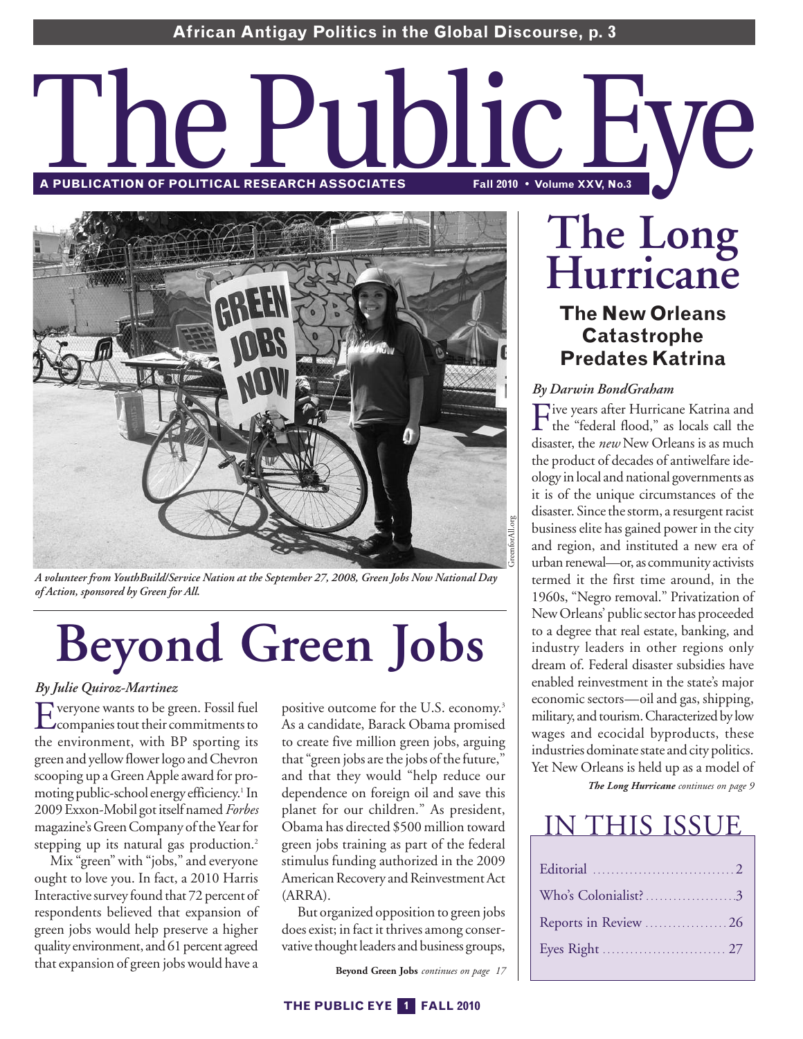African Antigay Politics in the Global Discourse, p. 3

# The Public Eye

A PUBLICATION OF POLITICAL RESEARCH ASSOCIATES — Fall 2010 • Volume XXV, No.3

*A volunteer from YouthBuild/Service Nation at the September 27, 2008, Green Jobs Now National Day of Action, sponsored by Green for All.*

GreenforAll.org

## Beyond Green Jobs

*By Julie Quiroz-Martinez*

Everyone wants to be green. Fossil fuel companies tout their commitments to the environment, with BP sporting its green and yellow flower logo and Chevron scooping up a Green Apple award for promoting public-school energy efficiency.[1] In 2009 Exxon-Mobil got itself named *Forbes* magazine's Green Company of the Year for stepping up its natural gas production.[2]

Mix "green" with "jobs," and everyone ought to love you. In fact, a 2010 Harris Interactive survey found that 72 percent of respondents believed that expansion of green jobs would help preserve a higher quality environment, and 61 percent agreed that expansion of green jobs would have a positive outcome for the U.S. economy.[3] As a candidate, Barack Obama promised to create five million green jobs, arguing that "green jobs are the jobs of the future," and that they would "help reduce our dependence on foreign oil and save this planet for our children." As president, Obama has directed $500 million toward green jobs training as part of the federal stimulus funding authorized in the 2009 American Recovery and Reinvestment Act (ARRA).

But organized opposition to green jobs does exist; in fact it thrives among conservative thought leaders and business groups,

**Beyond Green Jobs** *continues on page 17*

## The Long Hurricane

### The New Orleans Catastrophe Predates Katrina

*By Darwin BondGraham*

Five years after Hurricane Katrina and the "federal flood," as locals call the disaster, the *new* New Orleans is as much the product of decades of antiwelfare ideology in local and national governments as it is of the unique circumstances of the disaster. Since the storm, a resurgent racist business elite has gained power in the city and region, and instituted a new era of urban renewal—or, as community activists termed it the first time around, in the 1960s, "Negro removal." Privatization of New Orleans' public sector has proceeded to a degree that real estate, banking, and industry leaders in other regions only dream of. Federal disaster subsidies have enabled reinvestment in the state's major economic sectors—oil and gas, shipping, military, and tourism. Characterized by low wages and ecocidal byproducts, these industries dominate state and city politics. Yet New Orleans is held up as a model of

***The Long Hurricane*** *continues on page 9*

## IN THIS ISSUE

| | |
|---|---|
| Editorial | 2 |
| Who's Colonialist? | 3 |
| Reports in Review | 26 |
| Eyes Right | 27 |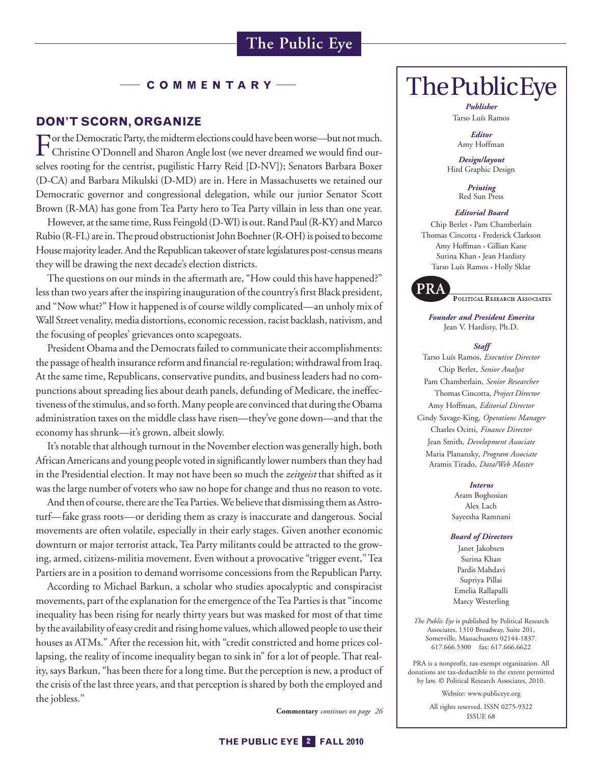## COMMENTARY

### DON'T SCORN, ORGANIZE

For the Democratic Party, the midterm elections could have been worse—but not much. Christine O'Donnell and Sharon Angle lost (we never dreamed we would find ourselves rooting for the centrist, pugilistic Harry Reid [D-NV]); Senators Barbara Boxer (D-CA) and Barbara Mikulski (D-MD) are in. Here in Massachusetts we retained our Democratic governor and congressional delegation, while our junior Senator Scott Brown (R-MA) has gone from Tea Party hero to Tea Party villain in less than one year.

However, at the same time, Russ Feingold (D-WI) is out. Rand Paul (R-KY) and Marco Rubio (R-FL) are in. The proud obstructionist John Boehner (R-OH) is poised to become House majority leader. And the Republican takeover of state legislatures post-census means they will be drawing the next decade's election districts.

The questions on our minds in the aftermath are, "How could this have happened?" less than two years after the inspiring inauguration of the country's first Black president, and "Now what?" How it happened is of course wildly complicated—an unholy mix of Wall Street venality, media distortions, economic recession, racist backlash, nativism, and the focusing of peoples' grievances onto scapegoats.

President Obama and the Democrats failed to communicate their accomplishments: the passage of health insurance reform and financial re-regulation; withdrawal from Iraq. At the same time, Republicans, conservative pundits, and business leaders had no compunctions about spreading lies about death panels, defunding of Medicare, the ineffectiveness of the stimulus, and so forth. Many people are convinced that during the Obama administration taxes on the middle class have risen—they've gone down—and that the economy has shrunk—it's grown, albeit slowly.

It's notable that although turnout in the November election was generally high, both African Americans and young people voted in significantly lower numbers than they had in the Presidential election. It may not have been so much the *zeitgeist* that shifted as it was the large number of voters who saw no hope for change and thus no reason to vote.

And then of course, there are the Tea Parties. We believe that dismissing them as Astroturf—fake grass roots—or deriding them as crazy is inaccurate and dangerous. Social movements are often volatile, especially in their early stages. Given another economic downturn or major terrorist attack, Tea Party militants could be attracted to the growing, armed, citizens-militia movement. Even without a provocative "trigger event," Tea Partiers are in a position to demand worrisome concessions from the Republican Party.

According to Michael Barkun, a scholar who studies apocalyptic and conspiracist movements, part of the explanation for the emergence of the Tea Parties is that "income inequality has been rising for nearly thirty years but was masked for most of that time by the availability of easy credit and rising home values, which allowed people to use their houses as ATMs." After the recession hit, with "credit constricted and home prices collapsing, the reality of income inequality began to sink in" for a lot of people. That reality, says Barkun, "has been there for a long time. But the perception is new, a product of the crisis of the last three years, and that perception is shared by both the employed and the jobless."

**Commentary** *continues on page 26*

---

# The Public Eye

***Publisher***
Tarso Luís Ramos

***Editor***
Amy Hoffman

***Design/layout***
Hird Graphic Design

***Printing***
Red Sun Press

***Editorial Board***
Chip Berlet • Pam Chamberlain
Thomas Cincotta • Frederick Clarkson
Amy Hoffman • Gillian Kane
Surina Khan • Jean Hardisty
Tarso Luís Ramos • Holly Sklar

PRA — Political Research Associates

***Founder and President Emerita***
Jean V. Hardisty, Ph.D.

***Staff***
Tarso Luís Ramos, *Executive Director*
Chip Berlet, *Senior Analyst*
Pam Chamberlain, *Senior Researcher*
Thomas Cincotta, *Project Director*
Amy Hoffman, *Editorial Director*
Cindy Savage-King, *Operations Manager*
Charles Ocitti, *Finance Director*
Jean Smith, *Development Associate*
Maria Planansky, *Program Associate*
Aramis Tirado, *Data/Web Master*

***Interns***
Aram Boghosian
Alex Lach
Sayeesha Ramnani

***Board of Directors***
Janet Jakobsen
Surina Khan
Pardis Mahdavi
Supriya Pillai
Emelia Rallapalli
Marcy Westerling

*The Public Eye* is published by Political Research Associates, 1310 Broadway, Suite 201, Somerville, Massachusetts 02144-1837. 617.666.5300 fax: 617.666.6622

PRA is a nonprofit, tax-exempt organization. All donations are tax-deductible to the extent permitted by law. © Political Research Associates, 2010.

Website: www.publiceye.org

All rights reserved. ISSN 0275-9322
ISSUE 68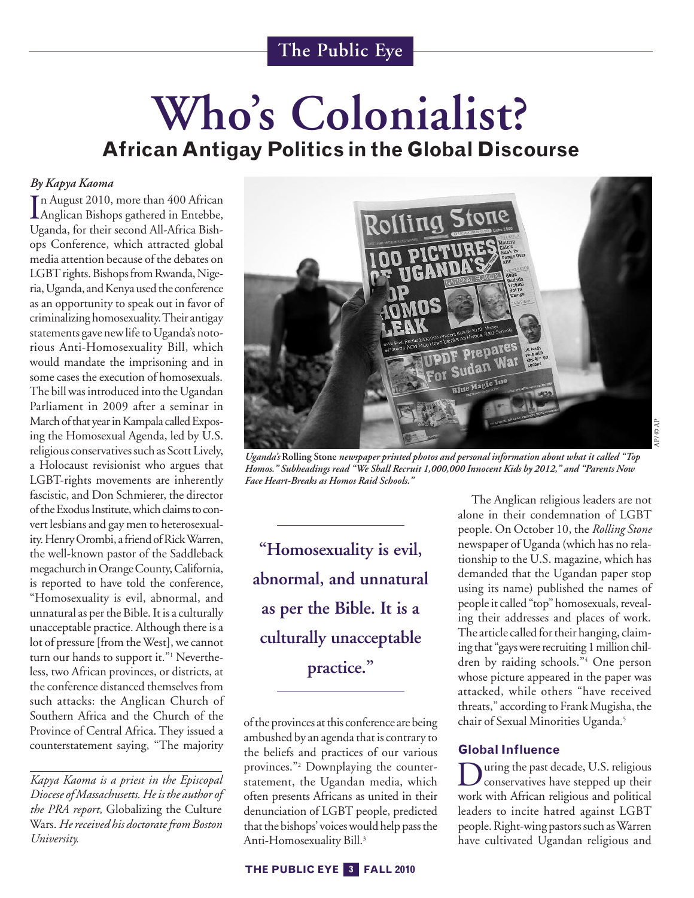# Who's Colonialist?

## African Antigay Politics in the Global Discourse

*By Kapya Kaoma*

In August 2010, more than 400 African Anglican Bishops gathered in Entebbe, Uganda, for their second All-Africa Bishops Conference, which attracted global media attention because of the debates on LGBT rights. Bishops from Rwanda, Nigeria, Uganda, and Kenya used the conference as an opportunity to speak out in favor of criminalizing homosexuality. Their antigay statements gave new life to Uganda's notorious Anti-Homosexuality Bill, which would mandate the imprisoning and in some cases the execution of homosexuals. The bill was introduced into the Ugandan Parliament in 2009 after a seminar in March of that year in Kampala called Exposing the Homosexual Agenda, led by U.S. religious conservatives such as Scott Lively, a Holocaust revisionist who argues that LGBT-rights movements are inherently fascistic, and Don Schmierer, the director of the Exodus Institute, which claims to convert lesbians and gay men to heterosexuality. Henry Orombi, a friend of Rick Warren, the well-known pastor of the Saddleback megachurch in Orange County, California, is reported to have told the conference, "Homosexuality is evil, abnormal, and unnatural as per the Bible. It is a culturally unacceptable practice. Although there is a lot of pressure [from the West], we cannot turn our hands to support it."[1] Nevertheless, two African provinces, or districts, at the conference distanced themselves from such attacks: the Anglican Church of Southern Africa and the Church of the Province of Central Africa. They issued a counterstatement saying, "The majority of the provinces at this conference are being ambushed by an agenda that is contrary to the beliefs and practices of our various provinces."[2] Downplaying the counterstatement, the Ugandan media, which often presents Africans as united in their denunciation of LGBT people, predicted that the bishops' voices would help pass the Anti-Homosexuality Bill.[3]

*Kapya Kaoma is a priest in the Episcopal Diocese of Massachusetts. He is the author of the PRA report,* Globalizing the Culture Wars. *He received his doctorate from Boston University.*

*Uganda's* **Rolling Stone** ***newspaper printed photos and personal information about what it called "Top Homos." Subheadings read "We Shall Recruit 1,000,000 Innocent Kids by 2012," and "Parents Now Face Heart-Breaks as Homos Raid Schools."***

AP/©AP

**"Homosexuality is evil, abnormal, and unnatural as per the Bible. It is a culturally unacceptable practice."**

The Anglican religious leaders are not alone in their condemnation of LGBT people. On October 10, the *Rolling Stone* newspaper of Uganda (which has no relationship to the U.S. magazine, which has demanded that the Ugandan paper stop using its name) published the names of people it called "top" homosexuals, revealing their addresses and places of work. The article called for their hanging, claiming that "gays were recruiting 1 million children by raiding schools."[4] One person whose picture appeared in the paper was attacked, while others "have received threats," according to Frank Mugisha, the chair of Sexual Minorities Uganda.[5]

### Global Influence

During the past decade, U.S. religious conservatives have stepped up their work with African religious and political leaders to incite hatred against LGBT people. Right-wing pastors such as Warren have cultivated Ugandan religious and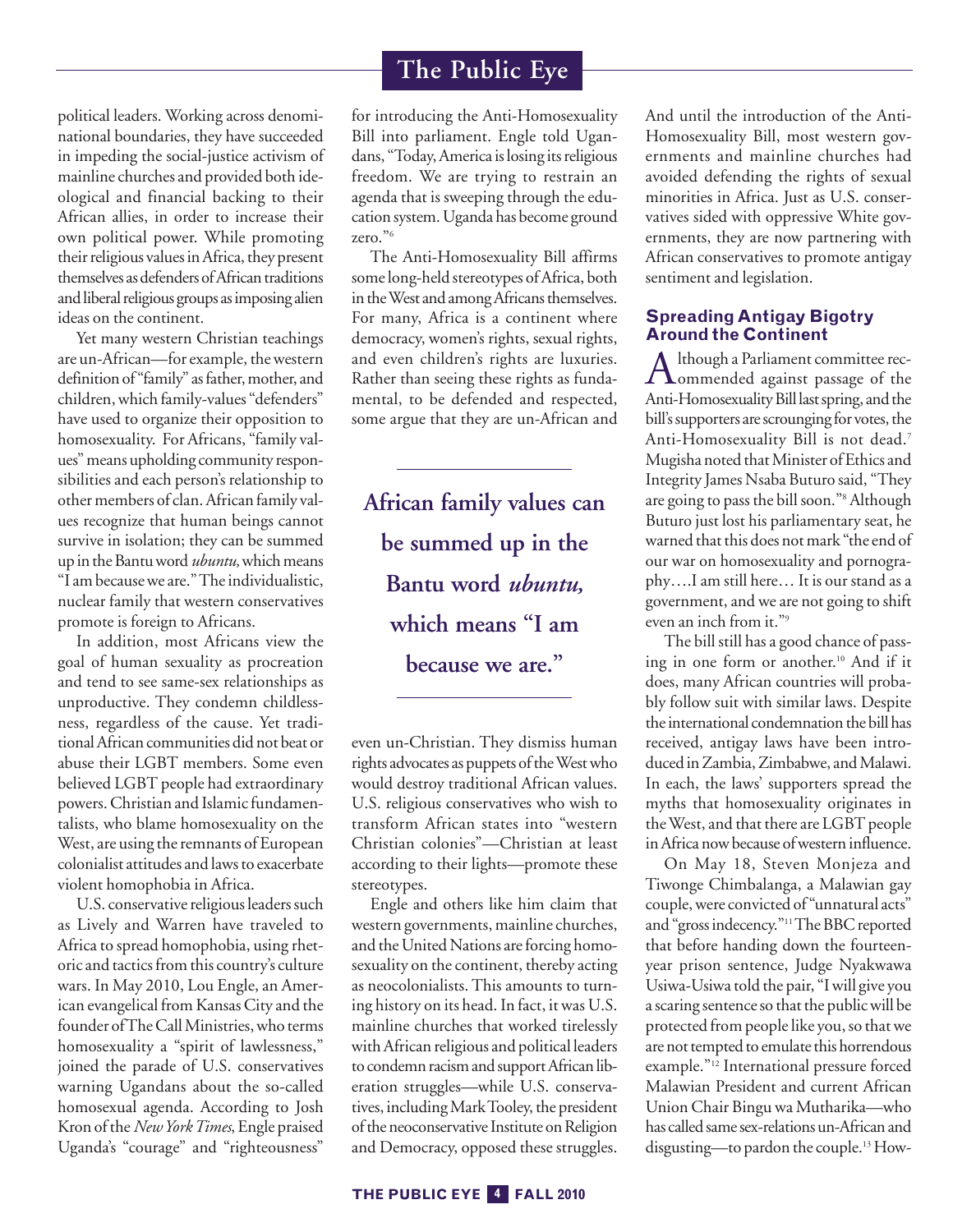political leaders. Working across denominational boundaries, they have succeeded in impeding the social-justice activism of mainline churches and provided both ideological and financial backing to their African allies, in order to increase their own political power. While promoting their religious values in Africa, they present themselves as defenders of African traditions and liberal religious groups as imposing alien ideas on the continent.

Yet many western Christian teachings are un-African—for example, the western definition of "family" as father, mother, and children, which family-values "defenders" have used to organize their opposition to homosexuality. For Africans, "family values" means upholding community responsibilities and each person's relationship to other members of clan. African family values recognize that human beings cannot survive in isolation; they can be summed up in the Bantu word *ubuntu,* which means "I am because we are." The individualistic, nuclear family that western conservatives promote is foreign to Africans.

In addition, most Africans view the goal of human sexuality as procreation and tend to see same-sex relationships as unproductive. They condemn childlessness, regardless of the cause. Yet traditional African communities did not beat or abuse their LGBT members. Some even believed LGBT people had extraordinary powers. Christian and Islamic fundamentalists, who blame homosexuality on the West, are using the remnants of European colonialist attitudes and laws to exacerbate violent homophobia in Africa.

U.S. conservative religious leaders such as Lively and Warren have traveled to Africa to spread homophobia, using rhetoric and tactics from this country's culture wars. In May 2010, Lou Engle, an American evangelical from Kansas City and the founder of The Call Ministries, who terms homosexuality a "spirit of lawlessness," joined the parade of U.S. conservatives warning Ugandans about the so-called homosexual agenda. According to Josh Kron of the *New York Times*, Engle praised Uganda's "courage" and "righteousness" for introducing the Anti-Homosexuality Bill into parliament. Engle told Ugandans, "Today, America is losing its religious freedom. We are trying to restrain an agenda that is sweeping through the education system. Uganda has become ground zero."[6]

The Anti-Homosexuality Bill affirms some long-held stereotypes of Africa, both in the West and among Africans themselves. For many, Africa is a continent where democracy, women's rights, sexual rights, and even children's rights are luxuries. Rather than seeing these rights as fundamental, to be defended and respected, some argue that they are un-African and even un-Christian. They dismiss human rights advocates as puppets of the West who would destroy traditional African values. U.S. religious conservatives who wish to transform African states into "western Christian colonies"—Christian at least according to their lights—promote these stereotypes.

> **African family values can be summed up in the Bantu word *ubuntu,* which means "I am because we are."**

Engle and others like him claim that western governments, mainline churches, and the United Nations are forcing homosexuality on the continent, thereby acting as neocolonialists. This amounts to turning history on its head. In fact, it was U.S. mainline churches that worked tirelessly with African religious and political leaders to condemn racism and support African liberation struggles—while U.S. conservatives, including Mark Tooley, the president of the neoconservative Institute on Religion and Democracy, opposed these struggles. And until the introduction of the Anti-Homosexuality Bill, most western governments and mainline churches had avoided defending the rights of sexual minorities in Africa. Just as U.S. conservatives sided with oppressive White governments, they are now partnering with African conservatives to promote antigay sentiment and legislation.

## Spreading Antigay Bigotry Around the Continent

Although a Parliament committee recommended against passage of the Anti-Homosexuality Bill last spring, and the bill's supporters are scrounging for votes, the Anti-Homosexuality Bill is not dead.[7] Mugisha noted that Minister of Ethics and Integrity James Nsaba Buturo said, "They are going to pass the bill soon."[8] Although Buturo just lost his parliamentary seat, he warned that this does not mark "the end of our war on homosexuality and pornography….I am still here… It is our stand as a government, and we are not going to shift even an inch from it."[9]

The bill still has a good chance of passing in one form or another.[10] And if it does, many African countries will probably follow suit with similar laws. Despite the international condemnation the bill has received, antigay laws have been introduced in Zambia, Zimbabwe, and Malawi. In each, the laws' supporters spread the myths that homosexuality originates in the West, and that there are LGBT people in Africa now because of western influence.

On May 18, Steven Monjeza and Tiwonge Chimbalanga, a Malawian gay couple, were convicted of "unnatural acts" and "gross indecency."[11] The BBC reported that before handing down the fourteen-year prison sentence, Judge Nyakwawa Usiwa-Usiwa told the pair, "I will give you a scaring sentence so that the public will be protected from people like you, so that we are not tempted to emulate this horrendous example."[12] International pressure forced Malawian President and current African Union Chair Bingu wa Mutharika—who has called same sex-relations un-African and disgusting—to pardon the couple.[13] How-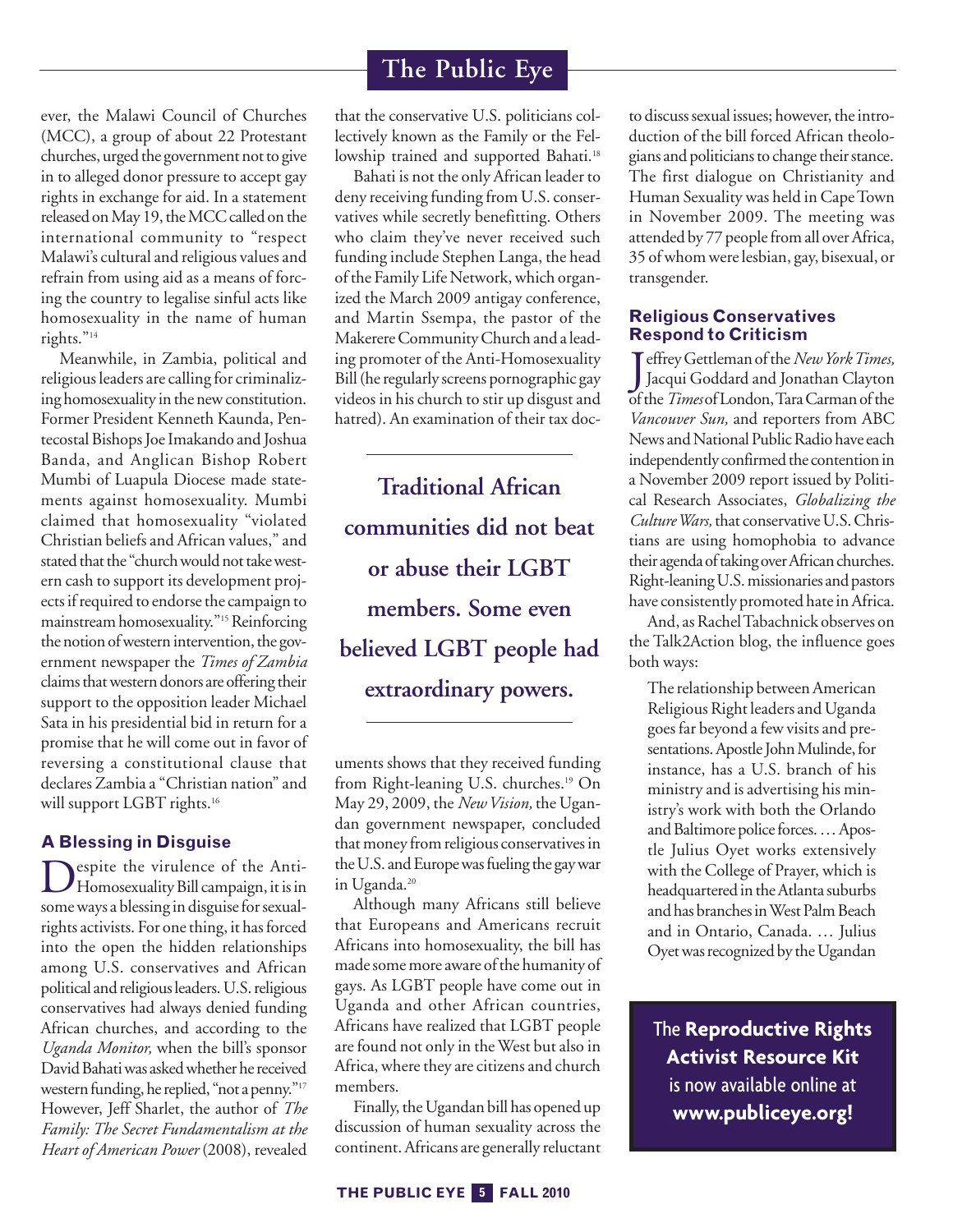ever, the Malawi Council of Churches (MCC), a group of about 22 Protestant churches, urged the government not to give in to alleged donor pressure to accept gay rights in exchange for aid. In a statement released on May 19, the MCC called on the international community to "respect Malawi's cultural and religious values and refrain from using aid as a means of forcing the country to legalise sinful acts like homosexuality in the name of human rights."[14]

Meanwhile, in Zambia, political and religious leaders are calling for criminalizing homosexuality in the new constitution. Former President Kenneth Kaunda, Pentecostal Bishops Joe Imakando and Joshua Banda, and Anglican Bishop Robert Mumbi of Luapula Diocese made statements against homosexuality. Mumbi claimed that homosexuality "violated Christian beliefs and African values," and stated that the "church would not take western cash to support its development projects if required to endorse the campaign to mainstream homosexuality."[15] Reinforcing the notion of western intervention, the government newspaper the *Times of Zambia* claims that western donors are offering their support to the opposition leader Michael Sata in his presidential bid in return for a promise that he will come out in favor of reversing a constitutional clause that declares Zambia a "Christian nation" and will support LGBT rights.[16]

### A Blessing in Disguise

Despite the virulence of the Anti-Homosexuality Bill campaign, it is in some ways a blessing in disguise for sexual-rights activists. For one thing, it has forced into the open the hidden relationships among U.S. conservatives and African political and religious leaders. U.S. religious conservatives had always denied funding African churches, and according to the *Uganda Monitor,* when the bill's sponsor David Bahati was asked whether he received western funding, he replied, "not a penny."[17] However, Jeff Sharlet, the author of *The Family: The Secret Fundamentalism at the Heart of American Power* (2008), revealed that the conservative U.S. politicians collectively known as the Family or the Fellowship trained and supported Bahati.[18]

Bahati is not the only African leader to deny receiving funding from U.S. conservatives while secretly benefitting. Others who claim they've never received such funding include Stephen Langa, the head of the Family Life Network, which organized the March 2009 antigay conference, and Martin Ssempa, the pastor of the Makerere Community Church and a leading promoter of the Anti-Homosexuality Bill (he regularly screens pornographic gay videos in his church to stir up disgust and hatred). An examination of their tax documents shows that they received funding from Right-leaning U.S. churches.[19] On May 29, 2009, the *New Vision,* the Ugandan government newspaper, concluded that money from religious conservatives in the U.S. and Europe was fueling the gay war in Uganda.[20]

> **Traditional African communities did not beat or abuse their LGBT members. Some even believed LGBT people had extraordinary powers.**

Although many Africans still believe that Europeans and Americans recruit Africans into homosexuality, the bill has made some more aware of the humanity of gays. As LGBT people have come out in Uganda and other African countries, Africans have realized that LGBT people are found not only in the West but also in Africa, where they are citizens and church members.

Finally, the Ugandan bill has opened up discussion of human sexuality across the continent. Africans are generally reluctant to discuss sexual issues; however, the introduction of the bill forced African theologians and politicians to change their stance. The first dialogue on Christianity and Human Sexuality was held in Cape Town in November 2009. The meeting was attended by 77 people from all over Africa, 35 of whom were lesbian, gay, bisexual, or transgender.

### Religious Conservatives Respond to Criticism

Jeffrey Gettleman of the *New York Times,* Jacqui Goddard and Jonathan Clayton of the *Times* of London, Tara Carman of the *Vancouver Sun,* and reporters from ABC News and National Public Radio have each independently confirmed the contention in a November 2009 report issued by Political Research Associates, *Globalizing the Culture Wars,* that conservative U.S. Christians are using homophobia to advance their agenda of taking over African churches. Right-leaning U.S. missionaries and pastors have consistently promoted hate in Africa.

And, as Rachel Tabachnick observes on the Talk2Action blog, the influence goes both ways:

> The relationship between American Religious Right leaders and Uganda goes far beyond a few visits and presentations. Apostle John Mulinde, for instance, has a U.S. branch of his ministry and is advertising his ministry's work with both the Orlando and Baltimore police forces. … Apostle Julius Oyet works extensively with the College of Prayer, which is headquartered in the Atlanta suburbs and has branches in West Palm Beach and in Ontario, Canada. … Julius Oyet was recognized by the Ugandan

The **Reproductive Rights Activist Resource Kit** is now available online at **www.publiceye.org!**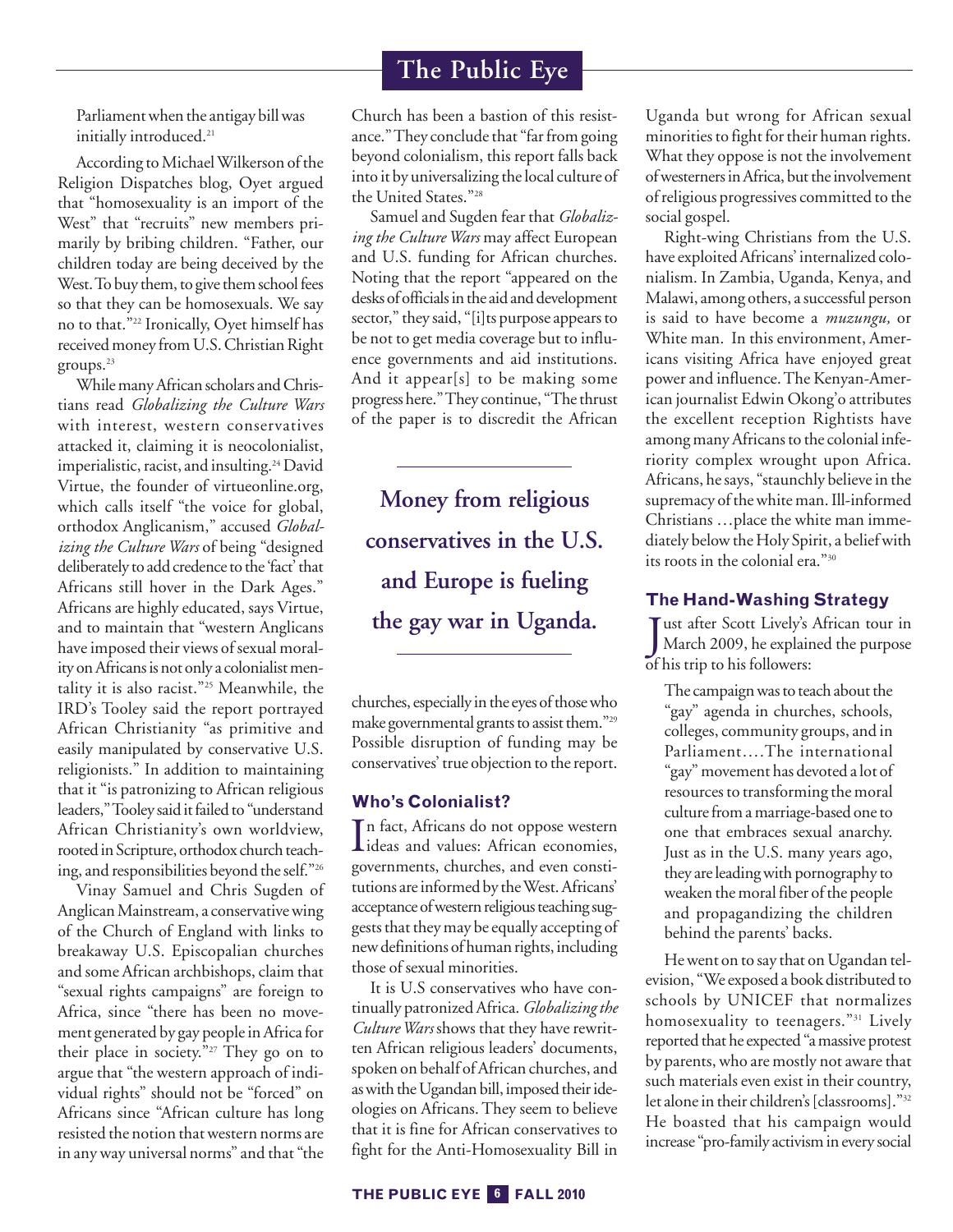Parliament when the antigay bill was initially introduced.[21]

According to Michael Wilkerson of the Religion Dispatches blog, Oyet argued that "homosexuality is an import of the West" that "recruits" new members primarily by bribing children. "Father, our children today are being deceived by the West. To buy them, to give them school fees so that they can be homosexuals. We say no to that."[22] Ironically, Oyet himself has received money from U.S. Christian Right groups.[23]

While many African scholars and Christians read *Globalizing the Culture Wars* with interest, western conservatives attacked it, claiming it is neocolonialist, imperialistic, racist, and insulting.[24] David Virtue, the founder of virtueonline.org, which calls itself "the voice for global, orthodox Anglicanism," accused *Globalizing the Culture Wars* of being "designed deliberately to add credence to the 'fact' that Africans still hover in the Dark Ages." Africans are highly educated, says Virtue, and to maintain that "western Anglicans have imposed their views of sexual morality on Africans is not only a colonialist mentality it is also racist."[25] Meanwhile, the IRD's Tooley said the report portrayed African Christianity "as primitive and easily manipulated by conservative U.S. religionists." In addition to maintaining that it "is patronizing to African religious leaders," Tooley said it failed to "understand African Christianity's own worldview, rooted in Scripture, orthodox church teaching, and responsibilities beyond the self."[26]

Vinay Samuel and Chris Sugden of Anglican Mainstream, a conservative wing of the Church of England with links to breakaway U.S. Episcopalian churches and some African archbishops, claim that "sexual rights campaigns" are foreign to Africa, since "there has been no movement generated by gay people in Africa for their place in society."[27] They go on to argue that "the western approach of individual rights" should not be "forced" on Africans since "African culture has long resisted the notion that western norms are in any way universal norms" and that "the Church has been a bastion of this resistance." They conclude that "far from going beyond colonialism, this report falls back into it by universalizing the local culture of the United States."[28]

Samuel and Sugden fear that *Globalizing the Culture Wars* may affect European and U.S. funding for African churches. Noting that the report "appeared on the desks of officials in the aid and development sector," they said, "[i]ts purpose appears to be not to get media coverage but to influence governments and aid institutions. And it appear[s] to be making some progress here." They continue, "The thrust of the paper is to discredit the African churches, especially in the eyes of those who make governmental grants to assist them."[29] Possible disruption of funding may be conservatives' true objection to the report.

**Money from religious conservatives in the U.S. and Europe is fueling the gay war in Uganda.**

### Who's Colonialist?

In fact, Africans do not oppose western ideas and values: African economies, governments, churches, and even constitutions are informed by the West. Africans' acceptance of western religious teaching suggests that they may be equally accepting of new definitions of human rights, including those of sexual minorities.

It is U.S conservatives who have continually patronized Africa. *Globalizing the Culture Wars* shows that they have rewritten African religious leaders' documents, spoken on behalf of African churches, and as with the Ugandan bill, imposed their ideologies on Africans. They seem to believe that it is fine for African conservatives to fight for the Anti-Homosexuality Bill in Uganda but wrong for African sexual minorities to fight for their human rights. What they oppose is not the involvement of westerners in Africa, but the involvement of religious progressives committed to the social gospel.

Right-wing Christians from the U.S. have exploited Africans' internalized colonialism. In Zambia, Uganda, Kenya, and Malawi, among others, a successful person is said to have become a *muzungu,* or White man. In this environment, Americans visiting Africa have enjoyed great power and influence. The Kenyan-American journalist Edwin Okong'o attributes the excellent reception Rightists have among many Africans to the colonial inferiority complex wrought upon Africa. Africans, he says, "staunchly believe in the supremacy of the white man. Ill-informed Christians …place the white man immediately below the Holy Spirit, a belief with its roots in the colonial era."[30]

### The Hand-Washing Strategy

Just after Scott Lively's African tour in March 2009, he explained the purpose of his trip to his followers:

> The campaign was to teach about the "gay" agenda in churches, schools, colleges, community groups, and in Parliament….The international "gay" movement has devoted a lot of resources to transforming the moral culture from a marriage-based one to one that embraces sexual anarchy. Just as in the U.S. many years ago, they are leading with pornography to weaken the moral fiber of the people and propagandizing the children behind the parents' backs.

He went on to say that on Ugandan television, "We exposed a book distributed to schools by UNICEF that normalizes homosexuality to teenagers."[31] Lively reported that he expected "a massive protest by parents, who are mostly not aware that such materials even exist in their country, let alone in their children's [classrooms]."[32] He boasted that his campaign would increase "pro-family activism in every social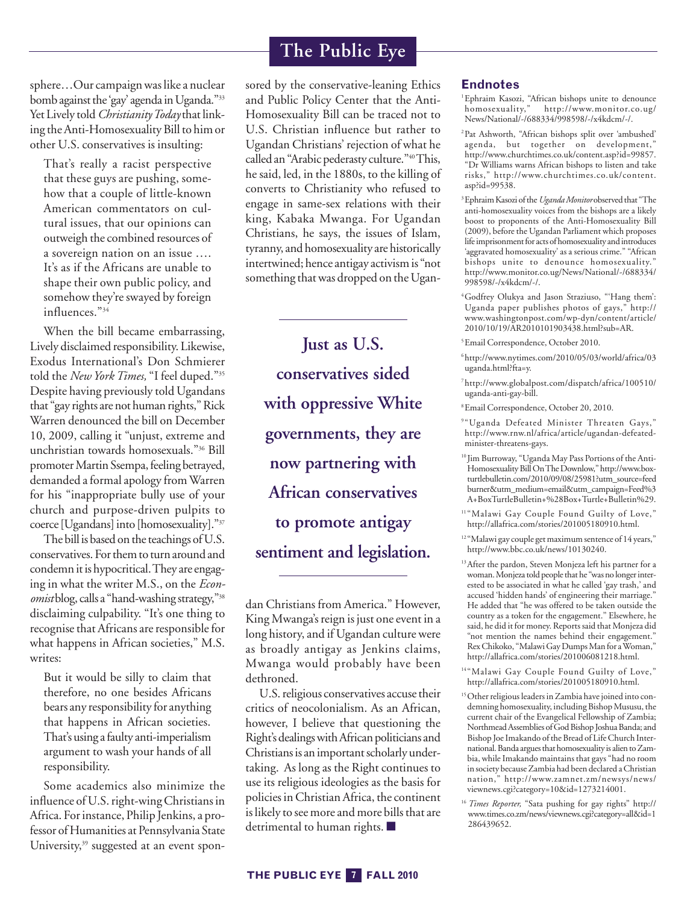sphere…Our campaign was like a nuclear bomb against the 'gay' agenda in Uganda."[33] Yet Lively told *Christianity Today* that linking the Anti-Homosexuality Bill to him or other U.S. conservatives is insulting:

> That's really a racist perspective that these guys are pushing, somehow that a couple of little-known American commentators on cultural issues, that our opinions can outweigh the combined resources of a sovereign nation on an issue …. It's as if the Africans are unable to shape their own public policy, and somehow they're swayed by foreign influences."[34]

When the bill became embarrassing, Lively disclaimed responsibility. Likewise, Exodus International's Don Schmierer told the *New York Times,* "I feel duped."[35] Despite having previously told Ugandans that "gay rights are not human rights," Rick Warren denounced the bill on December 10, 2009, calling it "unjust, extreme and unchristian towards homosexuals."[36] Bill promoter Martin Ssempa, feeling betrayed, demanded a formal apology from Warren for his "inappropriate bully use of your church and purpose-driven pulpits to coerce [Ugandans] into [homosexuality]."[37]

The bill is based on the teachings of U.S. conservatives. For them to turn around and condemn it is hypocritical. They are engaging in what the writer M.S., on the *Economist* blog, calls a "hand-washing strategy,"[38] disclaiming culpability. "It's one thing to recognise that Africans are responsible for what happens in African societies," M.S. writes:

> But it would be silly to claim that therefore, no one besides Africans bears any responsibility for anything that happens in African societies. That's using a faulty anti-imperialism argument to wash your hands of all responsibility.

Some academics also minimize the influence of U.S. right-wing Christians in Africa. For instance, Philip Jenkins, a professor of Humanities at Pennsylvania State University,[39] suggested at an event sponsored by the conservative-leaning Ethics and Public Policy Center that the Anti-Homosexuality Bill can be traced not to U.S. Christian influence but rather to Ugandan Christians' rejection of what he called an "Arabic pederasty culture."[40] This, he said, led, in the 1880s, to the killing of converts to Christianity who refused to engage in same-sex relations with their king, Kabaka Mwanga. For Ugandan Christians, he says, the issues of Islam, tyranny, and homosexuality are historically intertwined; hence antigay activism is "not something that was dropped on the Ugandan Christians from America." However, King Mwanga's reign is just one event in a long history, and if Ugandan culture were as broadly antigay as Jenkins claims, Mwanga would probably have been dethroned.

**Just as U.S. conservatives sided with oppressive White governments, they are now partnering with African conservatives to promote antigay sentiment and legislation.**

U.S. religious conservatives accuse their critics of neocolonialism. As an African, however, I believe that questioning the Right's dealings with African politicians and Christians is an important scholarly undertaking. As long as the Right continues to use its religious ideologies as the basis for policies in Christian Africa, the continent is likely to see more and more bills that are detrimental to human rights. ■

## Endnotes

1. Ephraim Kasozi, "African bishops unite to denounce homosexuality," http://www.monitor.co.ug/News/National/-/688334/998598/-/x4kdcm/-/.
2. Pat Ashworth, "African bishops split over 'ambushed' agenda, but together on development," http://www.churchtimes.co.uk/content.asp?id=99857. "Dr Williams warns African bishops to listen and take risks," http://www.churchtimes.co.uk/content.asp?id=99538.
3. Ephraim Kasozi of the *Uganda Monitor* observed that "The anti-homosexuality voices from the bishops are a likely boost to proponents of the Anti-Homosexuality Bill (2009), before the Ugandan Parliament which proposes life imprisonment for acts of homosexuality and introduces 'aggravated homosexuality' as a serious crime." "African bishops unite to denounce homosexuality." http://www.monitor.co.ug/News/National/-/688334/998598/-/x4kdcm/-/.
4. Godfrey Olukya and Jason Straziuso, "'Hang them': Uganda paper publishes photos of gays," http://www.washingtonpost.com/wp-dyn/content/article/2010/10/19/AR2010101903438.html?sub=AR.
5. Email Correspondence, October 2010.
6. http://www.nytimes.com/2010/05/03/world/africa/03uganda.html?fta=y.
7. http://www.globalpost.com/dispatch/africa/100510/uganda-anti-gay-bill.
8. Email Correspondence, October 20, 2010.
9. "Uganda Defeated Minister Threaten Gays," http://www.rnw.nl/africa/article/ugandan-defeated-minister-threatens-gays.
10. Jim Burroway, "Uganda May Pass Portions of the Anti-Homosexuality Bill On The Downlow," http://www.boxturtlebulletin.com/2010/09/08/25981?utm_source=feedburner&utm_medium=email&utm_campaign=Feed%3A+BoxTurtleBulletin+%28Box+Turtle+Bulletin%29.
11. "Malawi Gay Couple Found Guilty of Love," http://allafrica.com/stories/201005180910.html.
12. "Malawi gay couple get maximum sentence of 14 years," http://www.bbc.co.uk/news/10130240.
13. After the pardon, Steven Monjeza left his partner for a woman. Monjeza told people that he "was no longer interested to be associated in what he called 'gay trash,' and accused 'hidden hands' of engineering their marriage." He added that "he was offered to be taken outside the country as a token for the engagement." Elsewhere, he said, he did it for money. Reports said that Monjeza did "not mention the names behind their engagement." Rex Chikoko, "Malawi Gay Dumps Man for a Woman," http://allafrica.com/stories/201006081218.html.
14. "Malawi Gay Couple Found Guilty of Love," http://allafrica.com/stories/201005180910.html.
15. Other religious leaders in Zambia have joined into condemning homosexuality, including Bishop Mususu, the current chair of the Evangelical Fellowship of Zambia; Northmead Assemblies of God Bishop Joshua Banda; and Bishop Joe Imakando of the Bread of Life Church International. Banda argues that homosexuality is alien to Zambia, while Imakando maintains that gays "had no room in society because Zambia had been declared a Christian nation," http://www.zamnet.zm/newsys/news/viewnews.cgi?category=10&id=1273214001.
16. *Times Reporter,* "Sata pushing for gay rights" http://www.times.co.zm/news/viewnews.cgi?category=all&id=1286439652.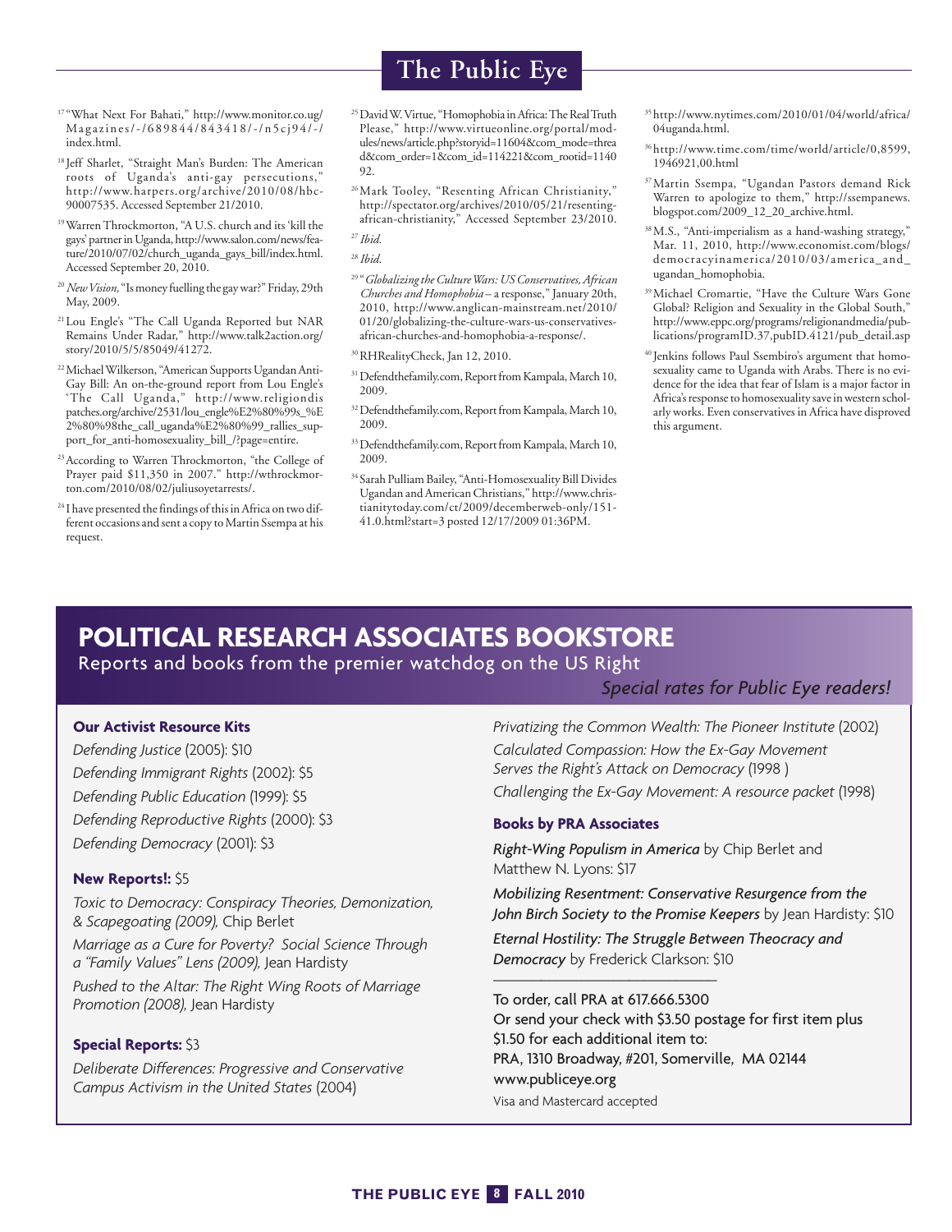[17] "What Next For Bahati," http://www.monitor.co.ug/Magazines/-/689844/843418/-/n5cj94/-/index.html.

[18] Jeff Sharlet, "Straight Man's Burden: The American roots of Uganda's anti-gay persecutions," http://www.harpers.org/archive/2010/08/hbc-90007535. Accessed September 21/2010.

[19] Warren Throckmorton, "A U.S. church and its 'kill the gays' partner in Uganda, http://www.salon.com/news/feature/2010/07/02/church_uganda_gays_bill/index.html. Accessed September 20, 2010.

[20] *New Vision*, "Is money fuelling the gay war?" Friday, 29th May, 2009.

[21] Lou Engle's "The Call Uganda Reported but NAR Remains Under Radar," http://www.talk2action.org/story/2010/5/5/85049/41272.

[22] Michael Wilkerson, "American Supports Ugandan Anti-Gay Bill: An on-the-ground report from Lou Engle's 'The Call Uganda," http://www.religiondispatches.org/archive/2531/lou_engle%E2%80%99s_%E2%80%98the_call_uganda%E2%80%99_rallies_support_for_anti-homosexuality_bill_/?page=entire.

[23] According to Warren Throckmorton, "the College of Prayer paid $11,350 in 2007." http://wthrockmorton.com/2010/08/02/juliusoyetarrests/.

[24] I have presented the findings of this in Africa on two different occasions and sent a copy to Martin Ssempa at his request.

[25] David W. Virtue, "Homophobia in Africa: The Real Truth Please," http://www.virtueonline.org/portal/modules/news/article.php?storyid=11604&com_mode=thread&com_order=1&com_id=114221&com_rootid=114092.

[26] Mark Tooley, "Resenting African Christianity," http://spectator.org/archives/2010/05/21/resenting-african-christianity," Accessed September 23/2010.

[27] *Ibid.*

[28] *Ibid.*

[29] "*Globalizing the Culture Wars: US Conservatives, African Churches and Homophobia* – a response," January 20th, 2010, http://www.anglican-mainstream.net/2010/01/20/globalizing-the-culture-wars-us-conservatives-african-churches-and-homophobia-a-response/.

[30] RHRealityCheck, Jan 12, 2010.

[31] Defendthefamily.com, Report from Kampala, March 10, 2009.

[32] Defendthefamily.com, Report from Kampala, March 10, 2009.

[33] Defendthefamily.com, Report from Kampala, March 10, 2009.

[34] Sarah Pulliam Bailey, "Anti-Homosexuality Bill Divides Ugandan and American Christians," http://www.christianitytoday.com/ct/2009/decemberweb-only/151-41.0.html?start=3 posted 12/17/2009 01:36PM.

[35] http://www.nytimes.com/2010/01/04/world/africa/04uganda.html.

[36] http://www.time.com/time/world/article/0,8599,1946921,00.html

[37] Martin Ssempa, "Ugandan Pastors demand Rick Warren to apologize to them," http://ssempanews.blogspot.com/2009_12_20_archive.html.

[38] M.S., "Anti-imperialism as a hand-washing strategy," Mar. 11, 2010, http://www.economist.com/blogs/democracyinamerica/2010/03/america_and_ugandan_homophobia.

[39] Michael Cromartie, "Have the Culture Wars Gone Global? Religion and Sexuality in the Global South," http://www.eppc.org/programs/religionandmedia/publications/programID.37,pubID.4121/pub_detail.asp

[40] Jenkins follows Paul Ssembiro's argument that homosexuality came to Uganda with Arabs. There is no evidence for the idea that fear of Islam is a major factor in Africa's response to homosexuality save in western scholarly works. Even conservatives in Africa have disproved this argument.

# POLITICAL RESEARCH ASSOCIATES BOOKSTORE

Reports and books from the premier watchdog on the US Right

*Special rates for Public Eye readers!*

### Our Activist Resource Kits

*Defending Justice* (2005): $10

*Defending Immigrant Rights* (2002): $5

*Defending Public Education* (1999): $5

*Defending Reproductive Rights* (2000): $3

*Defending Democracy* (2001): $3

### New Reports!: $5

*Toxic to Democracy: Conspiracy Theories, Demonization, & Scapegoating (2009),* Chip Berlet

*Marriage as a Cure for Poverty? Social Science Through a "Family Values" Lens (2009),* Jean Hardisty

*Pushed to the Altar: The Right Wing Roots of Marriage Promotion (2008),* Jean Hardisty

### Special Reports: $3

*Deliberate Differences: Progressive and Conservative Campus Activism in the United States* (2004)

*Privatizing the Common Wealth: The Pioneer Institute* (2002)

*Calculated Compassion: How the Ex-Gay Movement Serves the Right's Attack on Democracy* (1998 )

*Challenging the Ex-Gay Movement: A resource packet* (1998)

### Books by PRA Associates

***Right-Wing Populism in America*** by Chip Berlet and Matthew N. Lyons: $17

***Mobilizing Resentment: Conservative Resurgence from the John Birch Society to the Promise Keepers*** by Jean Hardisty: $10

***Eternal Hostility: The Struggle Between Theocracy and Democracy*** by Frederick Clarkson: $10

---

To order, call PRA at 617.666.5300
Or send your check with $3.50 postage for first item plus $1.50 for each additional item to:
PRA, 1310 Broadway, #201, Somerville, MA 02144
www.publiceye.org

Visa and Mastercard accepted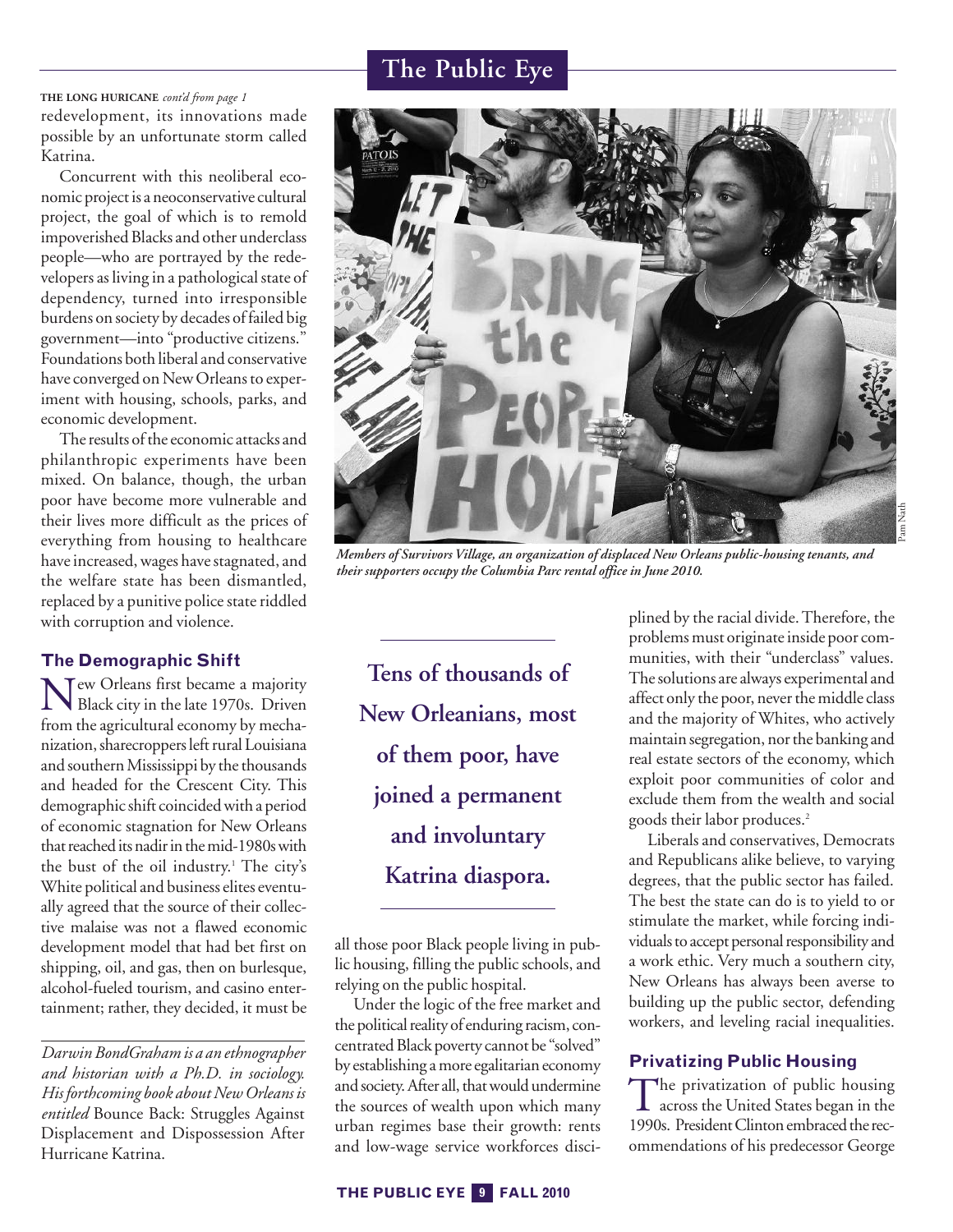**THE LONG HURICANE** *cont'd from page 1*

redevelopment, its innovations made possible by an unfortunate storm called Katrina.

Concurrent with this neoliberal economic project is a neoconservative cultural project, the goal of which is to remold impoverished Blacks and other underclass people—who are portrayed by the redevelopers as living in a pathological state of dependency, turned into irresponsible burdens on society by decades of failed big government—into "productive citizens." Foundations both liberal and conservative have converged on New Orleans to experiment with housing, schools, parks, and economic development.

The results of the economic attacks and philanthropic experiments have been mixed. On balance, though, the urban poor have become more vulnerable and their lives more difficult as the prices of everything from housing to healthcare have increased, wages have stagnated, and the welfare state has been dismantled, replaced by a punitive police state riddled with corruption and violence.

*Members of Survivors Village, an organization of displaced New Orleans public-housing tenants, and their supporters occupy the Columbia Parc rental office in June 2010.*

### The Demographic Shift

New Orleans first became a majority Black city in the late 1970s. Driven from the agricultural economy by mechanization, sharecroppers left rural Louisiana and southern Mississippi by the thousands and headed for the Crescent City. This demographic shift coincided with a period of economic stagnation for New Orleans that reached its nadir in the mid-1980s with the bust of the oil industry.[1] The city's White political and business elites eventually agreed that the source of their collective malaise was not a flawed economic development model that had bet first on shipping, oil, and gas, then on burlesque, alcohol-fueled tourism, and casino entertainment; rather, they decided, it must be all those poor Black people living in public housing, filling the public schools, and relying on the public hospital.

**Tens of thousands of New Orleanians, most of them poor, have joined a permanent and involuntary Katrina diaspora.**

Under the logic of the free market and the political reality of enduring racism, concentrated Black poverty cannot be "solved" by establishing a more egalitarian economy and society. After all, that would undermine the sources of wealth upon which many urban regimes base their growth: rents and low-wage service workforces disciplined by the racial divide. Therefore, the problems must originate inside poor communities, with their "underclass" values. The solutions are always experimental and affect only the poor, never the middle class and the majority of Whites, who actively maintain segregation, nor the banking and real estate sectors of the economy, which exploit poor communities of color and exclude them from the wealth and social goods their labor produces.[2]

Liberals and conservatives, Democrats and Republicans alike believe, to varying degrees, that the public sector has failed. The best the state can do is to yield to or stimulate the market, while forcing individuals to accept personal responsibility and a work ethic. Very much a southern city, New Orleans has always been averse to building up the public sector, defending workers, and leveling racial inequalities.

### Privatizing Public Housing

The privatization of public housing across the United States began in the 1990s. President Clinton embraced the recommendations of his predecessor George

---

*Darwin BondGraham is a an ethnographer and historian with a Ph.D. in sociology. His forthcoming book about New Orleans is entitled* Bounce Back: Struggles Against Displacement and Dispossession After Hurricane Katrina.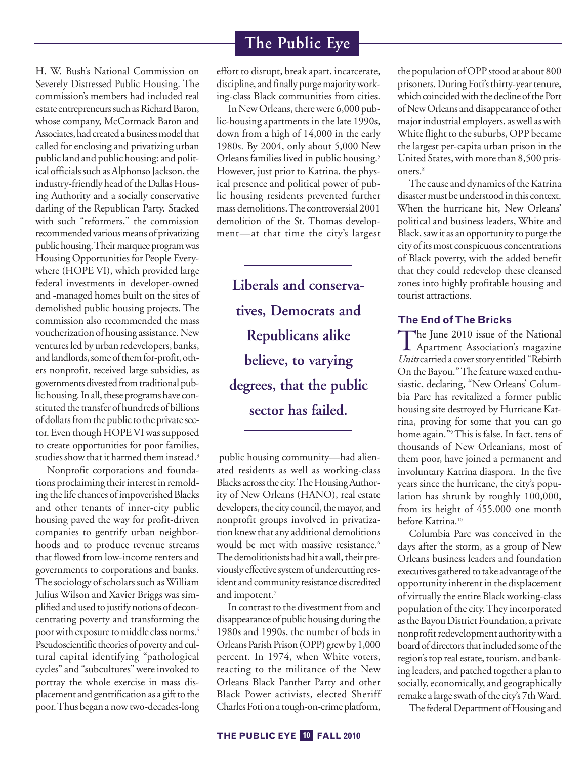H. W. Bush's National Commission on Severely Distressed Public Housing. The commission's members had included real estate entrepreneurs such as Richard Baron, whose company, McCormack Baron and Associates, had created a business model that called for enclosing and privatizing urban public land and public housing; and political officials such as Alphonso Jackson, the industry-friendly head of the Dallas Housing Authority and a socially conservative darling of the Republican Party. Stacked with such "reformers," the commission recommended various means of privatizing public housing. Their marquee program was Housing Opportunities for People Everywhere (HOPE VI), which provided large federal investments in developer-owned and -managed homes built on the sites of demolished public housing projects. The commission also recommended the mass voucherization of housing assistance. New ventures led by urban redevelopers, banks, and landlords, some of them for-profit, others nonprofit, received large subsidies, as governments divested from traditional public housing. In all, these programs have constituted the transfer of hundreds of billions of dollars from the public to the private sector. Even though HOPE VI was supposed to create opportunities for poor families, studies show that it harmed them instead.[3]

Nonprofit corporations and foundations proclaiming their interest in remolding the life chances of impoverished Blacks and other tenants of inner-city public housing paved the way for profit-driven companies to gentrify urban neighborhoods and to produce revenue streams that flowed from low-income renters and governments to corporations and banks. The sociology of scholars such as William Julius Wilson and Xavier Briggs was simplified and used to justify notions of deconcentrating poverty and transforming the poor with exposure to middle class norms.[4] Pseudoscientific theories of poverty and cultural capital identifying "pathological cycles" and "subcultures" were invoked to portray the whole exercise in mass displacement and gentrification as a gift to the poor. Thus began a now two-decades-long effort to disrupt, break apart, incarcerate, discipline, and finally purge majority working-class Black communities from cities.

In New Orleans, there were 6,000 public-housing apartments in the late 1990s, down from a high of 14,000 in the early 1980s. By 2004, only about 5,000 New Orleans families lived in public housing.[5] However, just prior to Katrina, the physical presence and political power of public housing residents prevented further mass demolitions. The controversial 2001 demolition of the St. Thomas development—at that time the city's largest public housing community—had alienated residents as well as working-class Blacks across the city. The Housing Authority of New Orleans (HANO), real estate developers, the city council, the mayor, and nonprofit groups involved in privatization knew that any additional demolitions would be met with massive resistance.[6] The demolitionists had hit a wall, their previously effective system of undercutting resident and community resistance discredited and impotent.[7]

> **Liberals and conservatives, Democrats and Republicans alike believe, to varying degrees, that the public sector has failed.**

In contrast to the divestment from and disappearance of public housing during the 1980s and 1990s, the number of beds in Orleans Parish Prison (OPP) grew by 1,000 percent. In 1974, when White voters, reacting to the militance of the New Orleans Black Panther Party and other Black Power activists, elected Sheriff Charles Foti on a tough-on-crime platform, the population of OPP stood at about 800 prisoners. During Foti's thirty-year tenure, which coincided with the decline of the Port of New Orleans and disappearance of other major industrial employers, as well as with White flight to the suburbs, OPP became the largest per-capita urban prison in the United States, with more than 8,500 prisoners.[8]

The cause and dynamics of the Katrina disaster must be understood in this context. When the hurricane hit, New Orleans' political and business leaders, White and Black, saw it as an opportunity to purge the city of its most conspicuous concentrations of Black poverty, with the added benefit that they could redevelop these cleansed zones into highly profitable housing and tourist attractions.

### The End of The Bricks

The June 2010 issue of the National Apartment Association's magazine *Units* carried a cover story entitled "Rebirth On the Bayou." The feature waxed enthusiastic, declaring, "New Orleans' Columbia Parc has revitalized a former public housing site destroyed by Hurricane Katrina, proving for some that you can go home again."[9] This is false. In fact, tens of thousands of New Orleanians, most of them poor, have joined a permanent and involuntary Katrina diaspora. In the five years since the hurricane, the city's population has shrunk by roughly 100,000, from its height of 455,000 one month before Katrina.[10]

Columbia Parc was conceived in the days after the storm, as a group of New Orleans business leaders and foundation executives gathered to take advantage of the opportunity inherent in the displacement of virtually the entire Black working-class population of the city. They incorporated as the Bayou District Foundation, a private nonprofit redevelopment authority with a board of directors that included some of the region's top real estate, tourism, and banking leaders, and patched together a plan to socially, economically, and geographically remake a large swath of the city's 7th Ward.

The federal Department of Housing and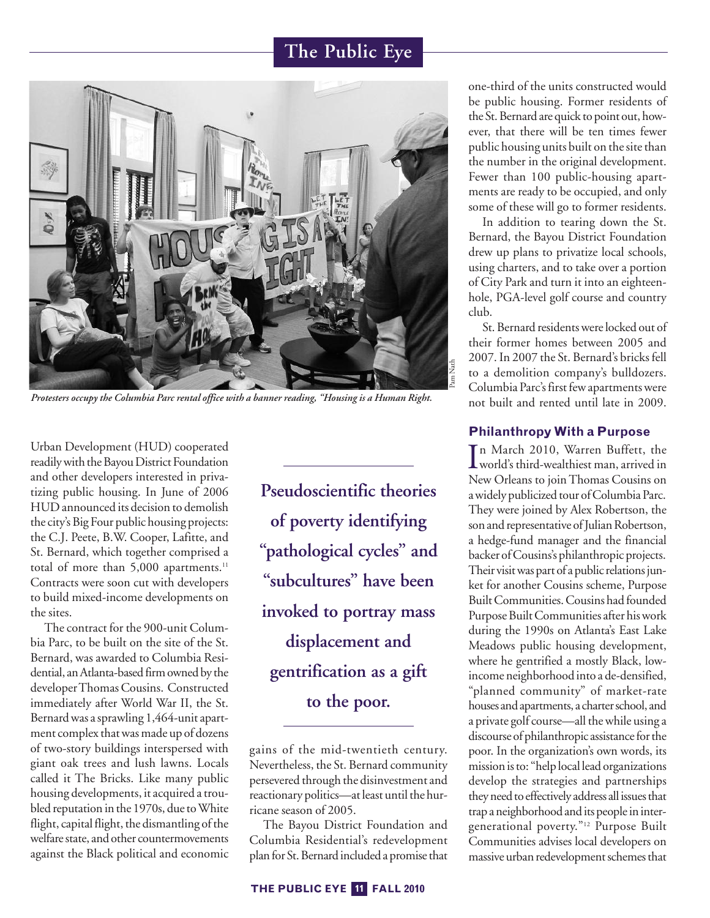*Protesters occupy the Columbia Parc rental office with a banner reading, "Housing is a Human Right.*

Urban Development (HUD) cooperated readily with the Bayou District Foundation and other developers interested in privatizing public housing. In June of 2006 HUD announced its decision to demolish the city's Big Four public housing projects: the C.J. Peete, B.W. Cooper, Lafitte, and St. Bernard, which together comprised a total of more than 5,000 apartments.[11] Contracts were soon cut with developers to build mixed-income developments on the sites.

The contract for the 900-unit Columbia Parc, to be built on the site of the St. Bernard, was awarded to Columbia Residential, an Atlanta-based firm owned by the developer Thomas Cousins. Constructed immediately after World War II, the St. Bernard was a sprawling 1,464-unit apartment complex that was made up of dozens of two-story buildings interspersed with giant oak trees and lush lawns. Locals called it The Bricks. Like many public housing developments, it acquired a troubled reputation in the 1970s, due to White flight, capital flight, the dismantling of the welfare state, and other countermovements against the Black political and economic gains of the mid-twentieth century. Nevertheless, the St. Bernard community persevered through the disinvestment and reactionary politics—at least until the hurricane season of 2005.

> **Pseudoscientific theories of poverty identifying "pathological cycles" and "subcultures" have been invoked to portray mass displacement and gentrification as a gift to the poor.**

The Bayou District Foundation and Columbia Residential's redevelopment plan for St. Bernard included a promise that one-third of the units constructed would be public housing. Former residents of the St. Bernard are quick to point out, however, that there will be ten times fewer public housing units built on the site than the number in the original development. Fewer than 100 public-housing apartments are ready to be occupied, and only some of these will go to former residents.

In addition to tearing down the St. Bernard, the Bayou District Foundation drew up plans to privatize local schools, using charters, and to take over a portion of City Park and turn it into an eighteen-hole, PGA-level golf course and country club.

St. Bernard residents were locked out of their former homes between 2005 and 2007. In 2007 the St. Bernard's bricks fell to a demolition company's bulldozers. Columbia Parc's first few apartments were not built and rented until late in 2009.

## Philanthropy With a Purpose

In March 2010, Warren Buffett, the world's third-wealthiest man, arrived in New Orleans to join Thomas Cousins on a widely publicized tour of Columbia Parc. They were joined by Alex Robertson, the son and representative of Julian Robertson, a hedge-fund manager and the financial backer of Cousins's philanthropic projects. Their visit was part of a public relations junket for another Cousins scheme, Purpose Built Communities. Cousins had founded Purpose Built Communities after his work during the 1990s on Atlanta's East Lake Meadows public housing development, where he gentrified a mostly Black, low-income neighborhood into a de-densified, "planned community" of market-rate houses and apartments, a charter school, and a private golf course—all the while using a discourse of philanthropic assistance for the poor. In the organization's own words, its mission is to: "help local lead organizations develop the strategies and partnerships they need to effectively address all issues that trap a neighborhood and its people in intergenerational poverty."[12] Purpose Built Communities advises local developers on massive urban redevelopment schemes that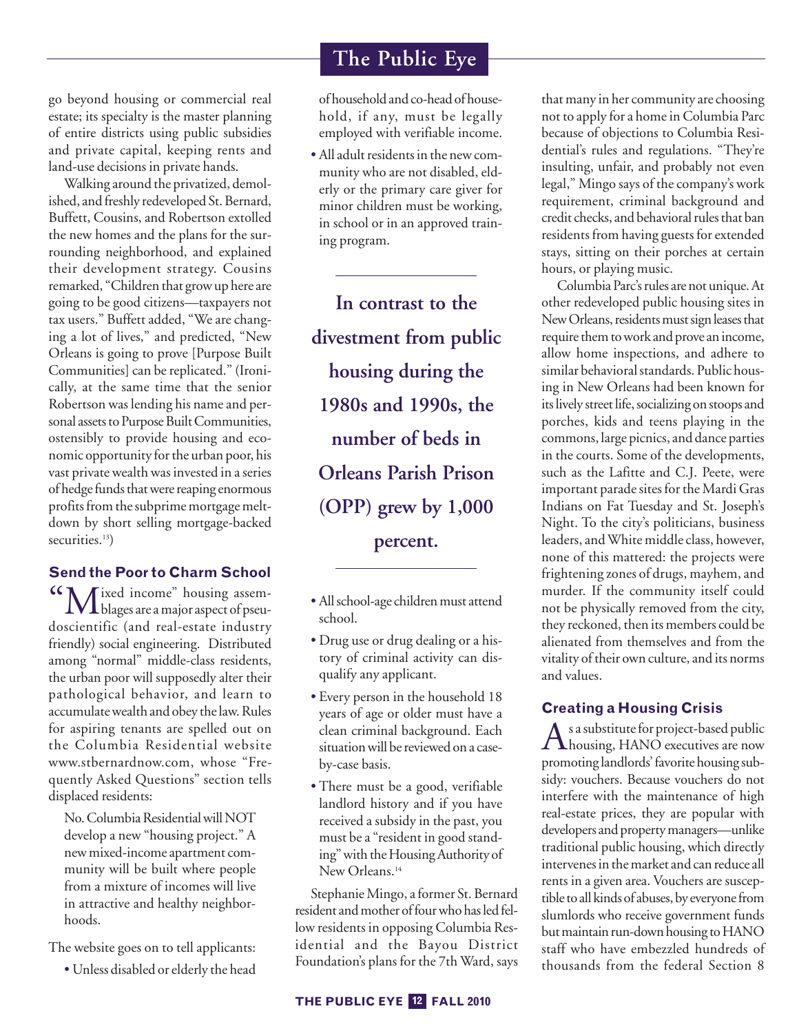go beyond housing or commercial real estate; its specialty is the master planning of entire districts using public subsidies and private capital, keeping rents and land-use decisions in private hands.

Walking around the privatized, demolished, and freshly redeveloped St. Bernard, Buffett, Cousins, and Robertson extolled the new homes and the plans for the surrounding neighborhood, and explained their development strategy. Cousins remarked, "Children that grow up here are going to be good citizens—taxpayers not tax users." Buffett added, "We are changing a lot of lives," and predicted, "New Orleans is going to prove [Purpose Built Communities] can be replicated." (Ironically, at the same time that the senior Robertson was lending his name and personal assets to Purpose Built Communities, ostensibly to provide housing and economic opportunity for the urban poor, his vast private wealth was invested in a series of hedge funds that were reaping enormous profits from the subprime mortgage meltdown by short selling mortgage-backed securities.[13])

## Send the Poor to Charm School

"Mixed income" housing assemblages are a major aspect of pseudoscientific (and real-estate industry friendly) social engineering. Distributed among "normal" middle-class residents, the urban poor will supposedly alter their pathological behavior, and learn to accumulate wealth and obey the law. Rules for aspiring tenants are spelled out on the Columbia Residential website www.stbernardnow.com, whose "Frequently Asked Questions" section tells displaced residents:

> No. Columbia Residential will NOT develop a new "housing project." A new mixed-income apartment community will be built where people from a mixture of incomes will live in attractive and healthy neighborhoods.

The website goes on to tell applicants:

- Unless disabled or elderly the head of household and co-head of household, if any, must be legally employed with verifiable income.
- All adult residents in the new community who are not disabled, elderly or the primary care giver for minor children must be working, in school or in an approved training program.
- All school-age children must attend school.
- Drug use or drug dealing or a history of criminal activity can disqualify any applicant.
- Every person in the household 18 years of age or older must have a clean criminal background. Each situation will be reviewed on a case-by-case basis.
- There must be a good, verifiable landlord history and if you have received a subsidy in the past, you must be a "resident in good standing" with the Housing Authority of New Orleans.[14]

**In contrast to the divestment from public housing during the 1980s and 1990s, the number of beds in Orleans Parish Prison (OPP) grew by 1,000 percent.**

Stephanie Mingo, a former St. Bernard resident and mother of four who has led fellow residents in opposing Columbia Residential and the Bayou District Foundation's plans for the 7th Ward, says that many in her community are choosing not to apply for a home in Columbia Parc because of objections to Columbia Residential's rules and regulations. "They're insulting, unfair, and probably not even legal," Mingo says of the company's work requirement, criminal background and credit checks, and behavioral rules that ban residents from having guests for extended stays, sitting on their porches at certain hours, or playing music.

Columbia Parc's rules are not unique. At other redeveloped public housing sites in New Orleans, residents must sign leases that require them to work and prove an income, allow home inspections, and adhere to similar behavioral standards. Public housing in New Orleans had been known for its lively street life, socializing on stoops and porches, kids and teens playing in the commons, large picnics, and dance parties in the courts. Some of the developments, such as the Lafitte and C.J. Peete, were important parade sites for the Mardi Gras Indians on Fat Tuesday and St. Joseph's Night. To the city's politicians, business leaders, and White middle class, however, none of this mattered: the projects were frightening zones of drugs, mayhem, and murder. If the community itself could not be physically removed from the city, they reckoned, then its members could be alienated from themselves and from the vitality of their own culture, and its norms and values.

## Creating a Housing Crisis

As a substitute for project-based public housing, HANO executives are now promoting landlords' favorite housing subsidy: vouchers. Because vouchers do not interfere with the maintenance of high real-estate prices, they are popular with developers and property managers—unlike traditional public housing, which directly intervenes in the market and can reduce all rents in a given area. Vouchers are susceptible to all kinds of abuses, by everyone from slumlords who receive government funds but maintain run-down housing to HANO staff who have embezzled hundreds of thousands from the federal Section 8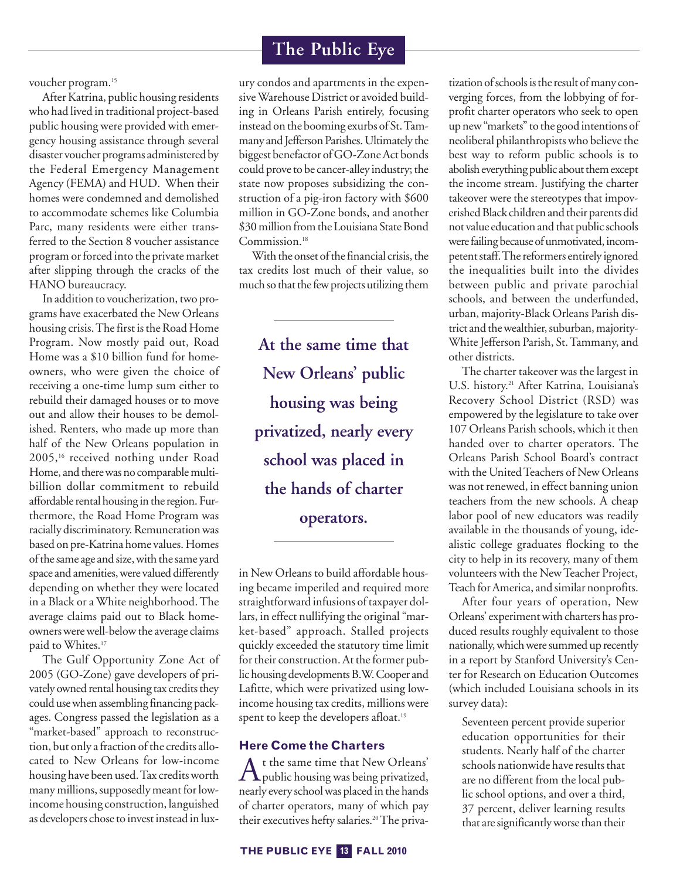voucher program.[15]

After Katrina, public housing residents who had lived in traditional project-based public housing were provided with emergency housing assistance through several disaster voucher programs administered by the Federal Emergency Management Agency (FEMA) and HUD. When their homes were condemned and demolished to accommodate schemes like Columbia Parc, many residents were either transferred to the Section 8 voucher assistance program or forced into the private market after slipping through the cracks of the HANO bureaucracy.

In addition to voucherization, two programs have exacerbated the New Orleans housing crisis. The first is the Road Home Program. Now mostly paid out, Road Home was a $10 billion fund for homeowners, who were given the choice of receiving a one-time lump sum either to rebuild their damaged houses or to move out and allow their houses to be demolished. Renters, who made up more than half of the New Orleans population in 2005,[16] received nothing under Road Home, and there was no comparable multibillion dollar commitment to rebuild affordable rental housing in the region. Furthermore, the Road Home Program was racially discriminatory. Remuneration was based on pre-Katrina home values. Homes of the same age and size, with the same yard space and amenities, were valued differently depending on whether they were located in a Black or a White neighborhood. The average claims paid out to Black homeowners were well-below the average claims paid to Whites.[17]

The Gulf Opportunity Zone Act of 2005 (GO-Zone) gave developers of privately owned rental housing tax credits they could use when assembling financing packages. Congress passed the legislation as a "market-based" approach to reconstruction, but only a fraction of the credits allocated to New Orleans for low-income housing have been used. Tax credits worth many millions, supposedly meant for low-income housing construction, languished as developers chose to invest instead in luxury condos and apartments in the expensive Warehouse District or avoided building in Orleans Parish entirely, focusing instead on the booming exurbs of St. Tammany and Jefferson Parishes. Ultimately the biggest benefactor of GO-Zone Act bonds could prove to be cancer-alley industry; the state now proposes subsidizing the construction of a pig-iron factory with $600 million in GO-Zone bonds, and another $30 million from the Louisiana State Bond Commission.[18]

With the onset of the financial crisis, the tax credits lost much of their value, so much so that the few projects utilizing them in New Orleans to build affordable housing became imperiled and required more straightforward infusions of taxpayer dollars, in effect nullifying the original "market-based" approach. Stalled projects quickly exceeded the statutory time limit for their construction. At the former public housing developments B.W. Cooper and Lafitte, which were privatized using low-income housing tax credits, millions were spent to keep the developers afloat.[19]

**At the same time that New Orleans' public housing was being privatized, nearly every school was placed in the hands of charter operators.**

### Here Come the Charters

At the same time that New Orleans' public housing was being privatized, nearly every school was placed in the hands of charter operators, many of which pay their executives hefty salaries.[20] The privatization of schools is the result of many converging forces, from the lobbying of for-profit charter operators who seek to open up new "markets" to the good intentions of neoliberal philanthropists who believe the best way to reform public schools is to abolish everything public about them except the income stream. Justifying the charter takeover were the stereotypes that impoverished Black children and their parents did not value education and that public schools were failing because of unmotivated, incompetent staff. The reformers entirely ignored the inequalities built into the divides between public and private parochial schools, and between the underfunded, urban, majority-Black Orleans Parish district and the wealthier, suburban, majority-White Jefferson Parish, St. Tammany, and other districts.

The charter takeover was the largest in U.S. history.[21] After Katrina, Louisiana's Recovery School District (RSD) was empowered by the legislature to take over 107 Orleans Parish schools, which it then handed over to charter operators. The Orleans Parish School Board's contract with the United Teachers of New Orleans was not renewed, in effect banning union teachers from the new schools. A cheap labor pool of new educators was readily available in the thousands of young, idealistic college graduates flocking to the city to help in its recovery, many of them volunteers with the New Teacher Project, Teach for America, and similar nonprofits.

After four years of operation, New Orleans' experiment with charters has produced results roughly equivalent to those nationally, which were summed up recently in a report by Stanford University's Center for Research on Education Outcomes (which included Louisiana schools in its survey data):

> Seventeen percent provide superior education opportunities for their students. Nearly half of the charter schools nationwide have results that are no different from the local public school options, and over a third, 37 percent, deliver learning results that are significantly worse than their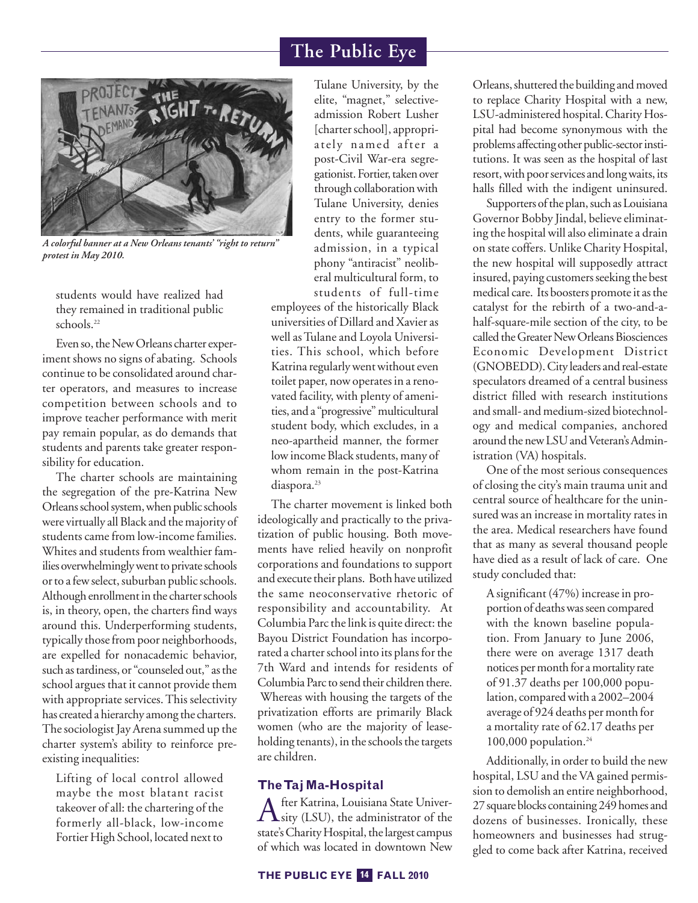*A colorful banner at a New Orleans tenants' "right to return" protest in May 2010.*

> students would have realized had they remained in traditional public schools.[22]

Even so, the New Orleans charter experiment shows no signs of abating. Schools continue to be consolidated around charter operators, and measures to increase competition between schools and to improve teacher performance with merit pay remain popular, as do demands that students and parents take greater responsibility for education.

The charter schools are maintaining the segregation of the pre-Katrina New Orleans school system, when public schools were virtually all Black and the majority of students came from low-income families. Whites and students from wealthier families overwhelmingly went to private schools or to a few select, suburban public schools. Although enrollment in the charter schools is, in theory, open, the charters find ways around this. Underperforming students, typically those from poor neighborhoods, are expelled for nonacademic behavior, such as tardiness, or "counseled out," as the school argues that it cannot provide them with appropriate services. This selectivity has created a hierarchy among the charters. The sociologist Jay Arena summed up the charter system's ability to reinforce pre-existing inequalities:

> Lifting of local control allowed maybe the most blatant racist takeover of all: the chartering of the formerly all-black, low-income Fortier High School, located next to Tulane University, by the elite, "magnet," selective-admission Robert Lusher [charter school], appropriately named after a post-Civil War-era segregationist. Fortier, taken over through collaboration with Tulane University, denies entry to the former students, while guaranteeing admission, in a typical phony "antiracist" neoliberal multicultural form, to students of full-time employees of the historically Black universities of Dillard and Xavier as well as Tulane and Loyola Universities. This school, which before Katrina regularly went without even toilet paper, now operates in a renovated facility, with plenty of amenities, and a "progressive" multicultural student body, which excludes, in a neo-apartheid manner, the former low income Black students, many of whom remain in the post-Katrina diaspora.[23]

The charter movement is linked both ideologically and practically to the privatization of public housing. Both movements have relied heavily on nonprofit corporations and foundations to support and execute their plans. Both have utilized the same neoconservative rhetoric of responsibility and accountability. At Columbia Parc the link is quite direct: the Bayou District Foundation has incorporated a charter school into its plans for the 7th Ward and intends for residents of Columbia Parc to send their children there. Whereas with housing the targets of the privatization efforts are primarily Black women (who are the majority of leaseholding tenants), in the schools the targets are children.

## The Taj Ma-Hospital

After Katrina, Louisiana State University (LSU), the administrator of the state's Charity Hospital, the largest campus of which was located in downtown New Orleans, shuttered the building and moved to replace Charity Hospital with a new, LSU-administered hospital. Charity Hospital had become synonymous with the problems affecting other public-sector institutions. It was seen as the hospital of last resort, with poor services and long waits, its halls filled with the indigent uninsured.

Supporters of the plan, such as Louisiana Governor Bobby Jindal, believe eliminating the hospital will also eliminate a drain on state coffers. Unlike Charity Hospital, the new hospital will supposedly attract insured, paying customers seeking the best medical care. Its boosters promote it as the catalyst for the rebirth of a two-and-a-half-square-mile section of the city, to be called the Greater New Orleans Biosciences Economic Development District (GNOBEDD). City leaders and real-estate speculators dreamed of a central business district filled with research institutions and small- and medium-sized biotechnology and medical companies, anchored around the new LSU and Veteran's Administration (VA) hospitals.

One of the most serious consequences of closing the city's main trauma unit and central source of healthcare for the uninsured was an increase in mortality rates in the area. Medical researchers have found that as many as several thousand people have died as a result of lack of care. One study concluded that:

> A significant (47%) increase in proportion of deaths was seen compared with the known baseline population. From January to June 2006, there were on average 1317 death notices per month for a mortality rate of 91.37 deaths per 100,000 population, compared with a 2002–2004 average of 924 deaths per month for a mortality rate of 62.17 deaths per 100,000 population.[24]

Additionally, in order to build the new hospital, LSU and the VA gained permission to demolish an entire neighborhood, 27 square blocks containing 249 homes and dozens of businesses. Ironically, these homeowners and businesses had struggled to come back after Katrina, received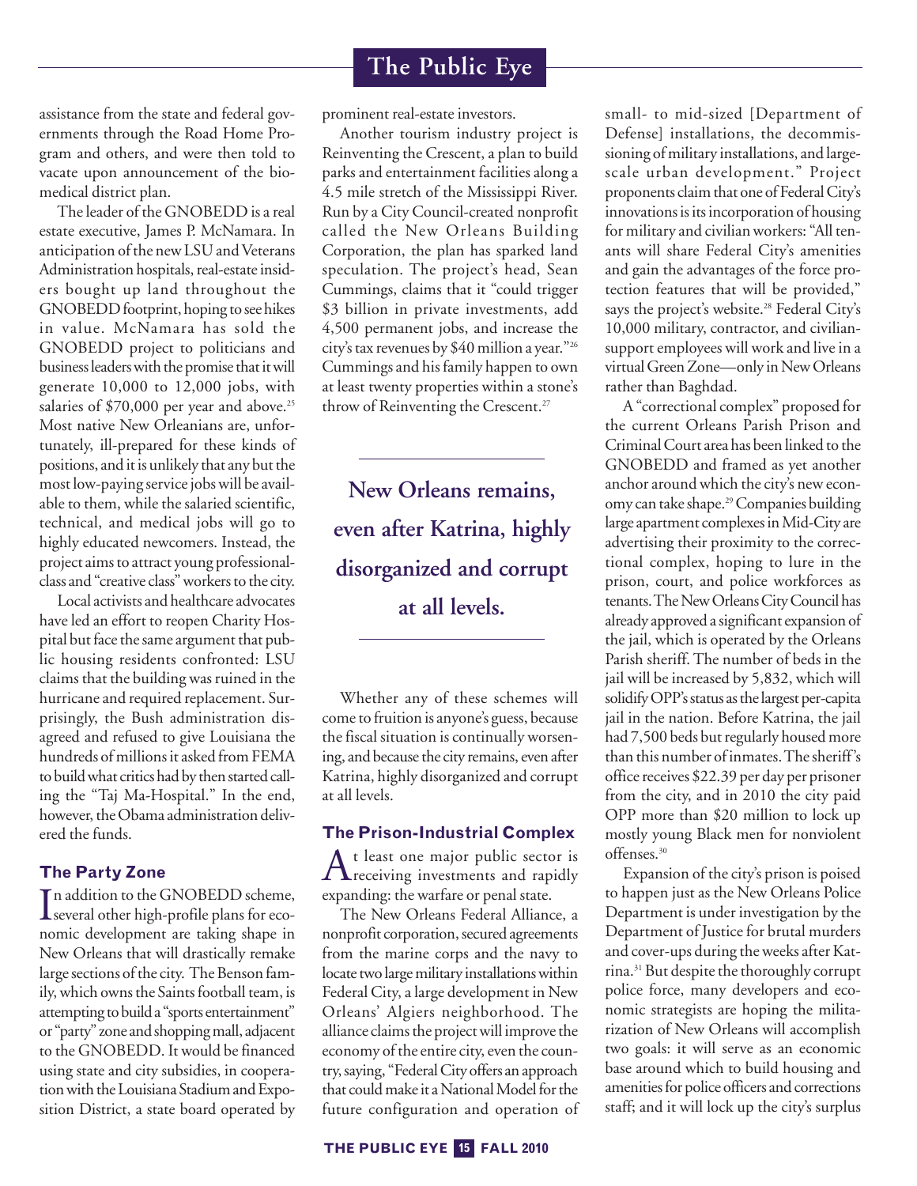assistance from the state and federal governments through the Road Home Program and others, and were then told to vacate upon announcement of the biomedical district plan.

The leader of the GNOBEDD is a real estate executive, James P. McNamara. In anticipation of the new LSU and Veterans Administration hospitals, real-estate insiders bought up land throughout the GNOBEDD footprint, hoping to see hikes in value. McNamara has sold the GNOBEDD project to politicians and business leaders with the promise that it will generate 10,000 to 12,000 jobs, with salaries of $70,000 per year and above.[25] Most native New Orleanians are, unfortunately, ill-prepared for these kinds of positions, and it is unlikely that any but the most low-paying service jobs will be available to them, while the salaried scientific, technical, and medical jobs will go to highly educated newcomers. Instead, the project aims to attract young professional-class and "creative class" workers to the city.

Local activists and healthcare advocates have led an effort to reopen Charity Hospital but face the same argument that public housing residents confronted: LSU claims that the building was ruined in the hurricane and required replacement. Surprisingly, the Bush administration disagreed and refused to give Louisiana the hundreds of millions it asked from FEMA to build what critics had by then started calling the "Taj Ma-Hospital." In the end, however, the Obama administration delivered the funds.

### The Party Zone

In addition to the GNOBEDD scheme, several other high-profile plans for economic development are taking shape in New Orleans that will drastically remake large sections of the city. The Benson family, which owns the Saints football team, is attempting to build a "sports entertainment" or "party" zone and shopping mall, adjacent to the GNOBEDD. It would be financed using state and city subsidies, in cooperation with the Louisiana Stadium and Exposition District, a state board operated by prominent real-estate investors.

Another tourism industry project is Reinventing the Crescent, a plan to build parks and entertainment facilities along a 4.5 mile stretch of the Mississippi River. Run by a City Council-created nonprofit called the New Orleans Building Corporation, the plan has sparked land speculation. The project's head, Sean Cummings, claims that it "could trigger $3 billion in private investments, add 4,500 permanent jobs, and increase the city's tax revenues by $40 million a year."[26] Cummings and his family happen to own at least twenty properties within a stone's throw of Reinventing the Crescent.[27]

**New Orleans remains, even after Katrina, highly disorganized and corrupt at all levels.**

Whether any of these schemes will come to fruition is anyone's guess, because the fiscal situation is continually worsening, and because the city remains, even after Katrina, highly disorganized and corrupt at all levels.

### The Prison-Industrial Complex

At least one major public sector is receiving investments and rapidly expanding: the warfare or penal state.

The New Orleans Federal Alliance, a nonprofit corporation, secured agreements from the marine corps and the navy to locate two large military installations within Federal City, a large development in New Orleans' Algiers neighborhood. The alliance claims the project will improve the economy of the entire city, even the country, saying, "Federal City offers an approach that could make it a National Model for the future configuration and operation of small- to mid-sized [Department of Defense] installations, the decommissioning of military installations, and large-scale urban development." Project proponents claim that one of Federal City's innovations is its incorporation of housing for military and civilian workers: "All tenants will share Federal City's amenities and gain the advantages of the force protection features that will be provided," says the project's website.[28] Federal City's 10,000 military, contractor, and civilian-support employees will work and live in a virtual Green Zone—only in New Orleans rather than Baghdad.

A "correctional complex" proposed for the current Orleans Parish Prison and Criminal Court area has been linked to the GNOBEDD and framed as yet another anchor around which the city's new economy can take shape.[29] Companies building large apartment complexes in Mid-City are advertising their proximity to the correctional complex, hoping to lure in the prison, court, and police workforces as tenants. The New Orleans City Council has already approved a significant expansion of the jail, which is operated by the Orleans Parish sheriff. The number of beds in the jail will be increased by 5,832, which will solidify OPP's status as the largest per-capita jail in the nation. Before Katrina, the jail had 7,500 beds but regularly housed more than this number of inmates. The sheriff's office receives $22.39 per day per prisoner from the city, and in 2010 the city paid OPP more than $20 million to lock up mostly young Black men for nonviolent offenses.[30]

Expansion of the city's prison is poised to happen just as the New Orleans Police Department is under investigation by the Department of Justice for brutal murders and cover-ups during the weeks after Katrina.[31] But despite the thoroughly corrupt police force, many developers and economic strategists are hoping the militarization of New Orleans will accomplish two goals: it will serve as an economic base around which to build housing and amenities for police officers and corrections staff; and it will lock up the city's surplus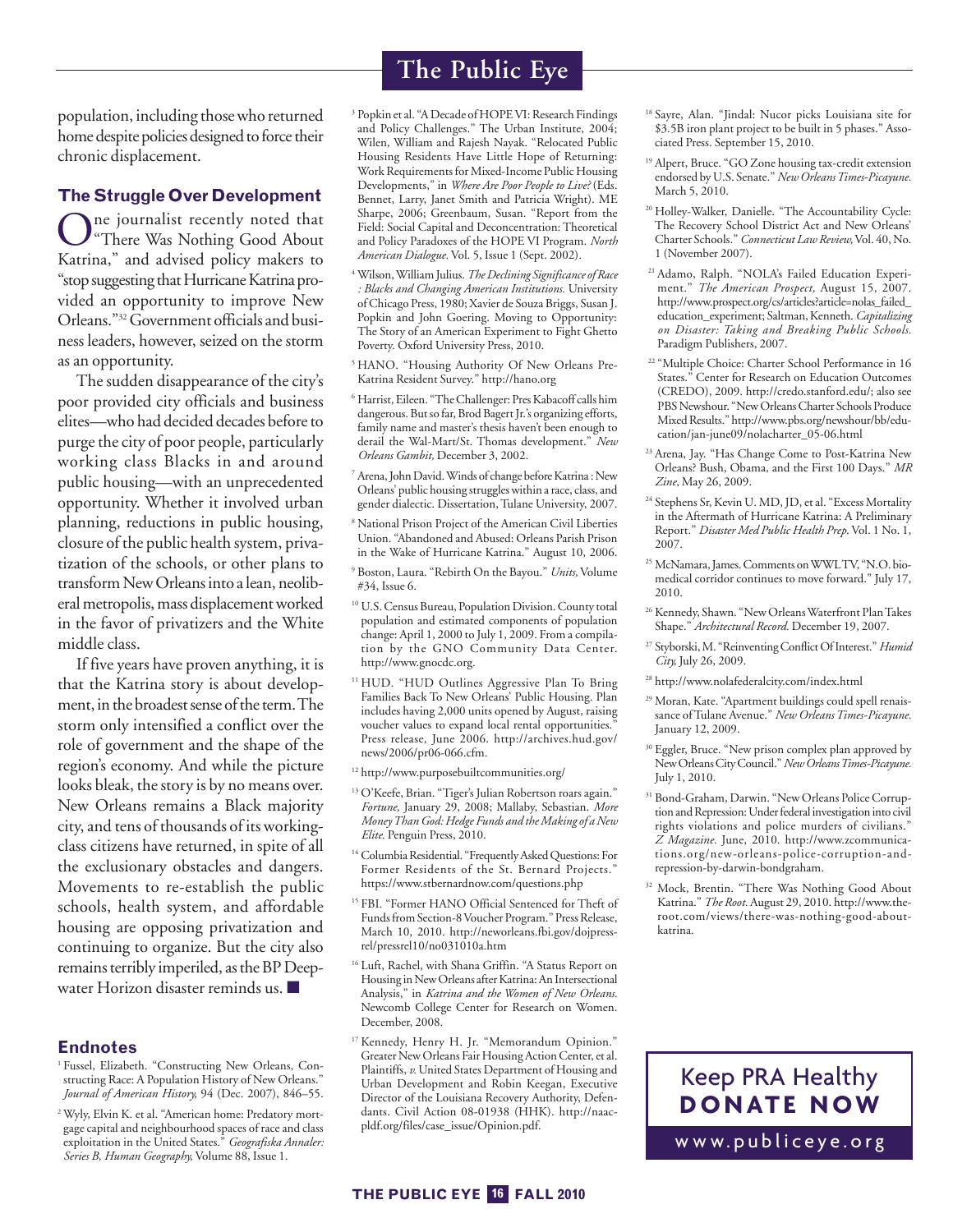population, including those who returned home despite policies designed to force their chronic displacement.

### The Struggle Over Development

One journalist recently noted that "There Was Nothing Good About Katrina," and advised policy makers to "stop suggesting that Hurricane Katrina provided an opportunity to improve New Orleans."[32] Government officials and business leaders, however, seized on the storm as an opportunity.

The sudden disappearance of the city's poor provided city officials and business elites—who had decided decades before to purge the city of poor people, particularly working class Blacks in and around public housing—with an unprecedented opportunity. Whether it involved urban planning, reductions in public housing, closure of the public health system, privatization of the schools, or other plans to transform New Orleans into a lean, neoliberal metropolis, mass displacement worked in the favor of privatizers and the White middle class.

If five years have proven anything, it is that the Katrina story is about development, in the broadest sense of the term. The storm only intensified a conflict over the role of government and the shape of the region's economy. And while the picture looks bleak, the story is by no means over. New Orleans remains a Black majority city, and tens of thousands of its working-class citizens have returned, in spite of all the exclusionary obstacles and dangers. Movements to re-establish the public schools, health system, and affordable housing are opposing privatization and continuing to organize. But the city also remains terribly imperiled, as the BP Deepwater Horizon disaster reminds us. ■

### Endnotes

[1] Fussel, Elizabeth. "Constructing New Orleans, Constructing Race: A Population History of New Orleans." *Journal of American History,* 94 (Dec. 2007), 846–55.

[2] Wyly, Elvin K. et al. "American home: Predatory mortgage capital and neighbourhood spaces of race and class exploitation in the United States." *Geografiska Annaler: Series B, Human Geography,* Volume 88, Issue 1.

[3] Popkin et al. "A Decade of HOPE VI: Research Findings and Policy Challenges." The Urban Institute, 2004; Wilen, William and Rajesh Nayak. "Relocated Public Housing Residents Have Little Hope of Returning: Work Requirements for Mixed-Income Public Housing Developments," in *Where Are Poor People to Live?* (Eds. Bennet, Larry, Janet Smith and Patricia Wright). ME Sharpe, 2006; Greenbaum, Susan. "Report from the Field: Social Capital and Deconcentration: Theoretical and Policy Paradoxes of the HOPE VI Program. *North American Dialogue.* Vol. 5, Issue 1 (Sept. 2002).

[4] Wilson, William Julius. *The Declining Significance of Race : Blacks and Changing American Institutions.* University of Chicago Press, 1980; Xavier de Souza Briggs, Susan J. Popkin and John Goering. Moving to Opportunity: The Story of an American Experiment to Fight Ghetto Poverty. Oxford University Press, 2010.

[5] HANO. "Housing Authority Of New Orleans Pre-Katrina Resident Survey." http://hano.org

[6] Harrist, Eileen. "The Challenger: Pres Kabacoff calls him dangerous. But so far, Brod Bagert Jr.'s organizing efforts, family name and master's thesis haven't been enough to derail the Wal-Mart/St. Thomas development." *New Orleans Gambit,* December 3, 2002.

[7] Arena, John David. Winds of change before Katrina : New Orleans' public housing struggles within a race, class, and gender dialectic. Dissertation, Tulane University, 2007.

[8] National Prison Project of the American Civil Liberties Union. "Abandoned and Abused: Orleans Parish Prison in the Wake of Hurricane Katrina." August 10, 2006.

[9] Boston, Laura. "Rebirth On the Bayou." *Units,* Volume #34, Issue 6.

[10] U.S. Census Bureau, Population Division. County total population and estimated components of population change: April 1, 2000 to July 1, 2009. From a compilation by the GNO Community Data Center. http://www.gnocdc.org.

[11] HUD. "HUD Outlines Aggressive Plan To Bring Families Back To New Orleans' Public Housing. Plan includes having 2,000 units opened by August, raising voucher values to expand local rental opportunities." Press release, June 2006. http://archives.hud.gov/news/2006/pr06-066.cfm.

[12] http://www.purposebuiltcommunities.org/

[13] O'Keefe, Brian. "Tiger's Julian Robertson roars again." *Fortune*, January 29, 2008; Mallaby, Sebastian. *More Money Than God: Hedge Funds and the Making of a New Elite.* Penguin Press, 2010.

[14] Columbia Residential. "Frequently Asked Questions: For Former Residents of the St. Bernard Projects." https://www.stbernardnow.com/questions.php

[15] FBI. "Former HANO Official Sentenced for Theft of Funds from Section-8 Voucher Program." Press Release, March 10, 2010. http://neworleans.fbi.gov/dojpressrel/pressrel10/no031010a.htm

[16] Luft, Rachel, with Shana Griffin. "A Status Report on Housing in New Orleans after Katrina: An Intersectional Analysis," in *Katrina and the Women of New Orleans.* Newcomb College Center for Research on Women. December, 2008.

[17] Kennedy, Henry H. Jr. "Memorandum Opinion." Greater New Orleans Fair Housing Action Center, et al. Plaintiffs, *v.* United States Department of Housing and Urban Development and Robin Keegan, Executive Director of the Louisiana Recovery Authority, Defendants. Civil Action 08-01938 (HHK). http://naacpldf.org/files/case_issue/Opinion.pdf.

[18] Sayre, Alan. "Jindal: Nucor picks Louisiana site for $3.5B iron plant project to be built in 5 phases." Associated Press. September 15, 2010.

[19] Alpert, Bruce. "GO Zone housing tax-credit extension endorsed by U.S. Senate." *New Orleans Times-Picayune.* March 5, 2010.

[20] Holley-Walker, Danielle. "The Accountability Cycle: The Recovery School District Act and New Orleans' Charter Schools." *Connecticut Law Review,* Vol. 40, No. 1 (November 2007).

[21] Adamo, Ralph. "NOLA's Failed Education Experiment." *The American Prospect,* August 15, 2007. http://www.prospect.org/cs/articles?article=nolas_failed_education_experiment; Saltman, Kenneth. *Capitalizing on Disaster: Taking and Breaking Public Schools.* Paradigm Publishers, 2007.

[22] "Multiple Choice: Charter School Performance in 16 States." Center for Research on Education Outcomes (CREDO), 2009. http://credo.stanford.edu/; also see PBS Newshour. "New Orleans Charter Schools Produce Mixed Results." http://www.pbs.org/newshour/bb/education/jan-june09/nolacharter_05-06.html

[23] Arena, Jay. "Has Change Come to Post-Katrina New Orleans? Bush, Obama, and the First 100 Days." *MR Zine,* May 26, 2009.

[24] Stephens Sr, Kevin U. MD, JD, et al. "Excess Mortality in the Aftermath of Hurricane Katrina: A Preliminary Report." *Disaster Med Public Health Prep.* Vol. 1 No. 1, 2007.

[25] McNamara, James. Comments on WWL TV, "N.O. biomedical corridor continues to move forward." July 17, 2010.

[26] Kennedy, Shawn. "New Orleans Waterfront Plan Takes Shape." *Architectural Record.* December 19, 2007.

[27] Styborski, M. "Reinventing Conflict Of Interest." *Humid City,* July 26, 2009.

[28] http://www.nolafederalcity.com/index.html

[29] Moran, Kate. "Apartment buildings could spell renaissance of Tulane Avenue." *New Orleans Times-Picayune.* January 12, 2009.

[30] Eggler, Bruce. "New prison complex plan approved by New Orleans City Council." *New Orleans Times-Picayune.* July 1, 2010.

[31] Bond-Graham, Darwin. "New Orleans Police Corruption and Repression: Under federal investigation into civil rights violations and police murders of civilians." *Z Magazine.* June, 2010. http://www.zcommunications.org/new-orleans-police-corruption-and-repression-by-darwin-bondgraham.

[32] Mock, Brentin. "There Was Nothing Good About Katrina." *The Root.* August 29, 2010. http://www.theroot.com/views/there-was-nothing-good-about-katrina.

Keep PRA Healthy
**DONATE NOW**
www.publiceye.org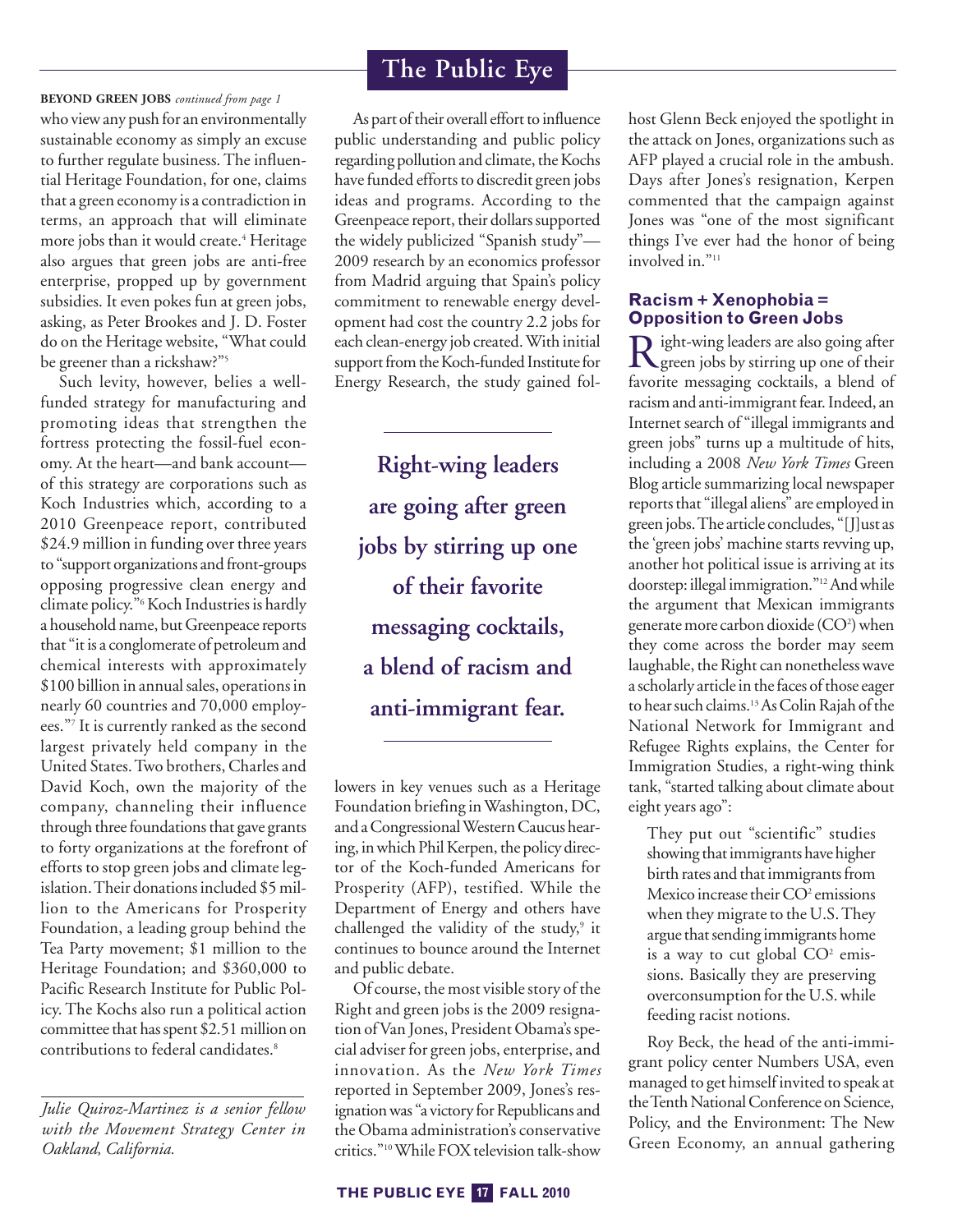**BEYOND GREEN JOBS** *continued from page 1*

who view any push for an environmentally sustainable economy as simply an excuse to further regulate business. The influential Heritage Foundation, for one, claims that a green economy is a contradiction in terms, an approach that will eliminate more jobs than it would create.[4] Heritage also argues that green jobs are anti-free enterprise, propped up by government subsidies. It even pokes fun at green jobs, asking, as Peter Brookes and J. D. Foster do on the Heritage website, "What could be greener than a rickshaw?"[5]

Such levity, however, belies a well-funded strategy for manufacturing and promoting ideas that strengthen the fortress protecting the fossil-fuel economy. At the heart—and bank account—of this strategy are corporations such as Koch Industries which, according to a 2010 Greenpeace report, contributed $24.9 million in funding over three years to "support organizations and front-groups opposing progressive clean energy and climate policy."[6] Koch Industries is hardly a household name, but Greenpeace reports that "it is a conglomerate of petroleum and chemical interests with approximately $100 billion in annual sales, operations in nearly 60 countries and 70,000 employees."[7] It is currently ranked as the second largest privately held company in the United States. Two brothers, Charles and David Koch, own the majority of the company, channeling their influence through three foundations that gave grants to forty organizations at the forefront of efforts to stop green jobs and climate legislation. Their donations included $5 million to the Americans for Prosperity Foundation, a leading group behind the Tea Party movement; $1 million to the Heritage Foundation; and $360,000 to Pacific Research Institute for Public Policy. The Kochs also run a political action committee that has spent $2.51 million on contributions to federal candidates.[8]

*Julie Quiroz-Martinez is a senior fellow with the Movement Strategy Center in Oakland, California.*

As part of their overall effort to influence public understanding and public policy regarding pollution and climate, the Kochs have funded efforts to discredit green jobs ideas and programs. According to the Greenpeace report, their dollars supported the widely publicized "Spanish study"—2009 research by an economics professor from Madrid arguing that Spain's policy commitment to renewable energy development had cost the country 2.2 jobs for each clean-energy job created. With initial support from the Koch-funded Institute for Energy Research, the study gained followers in key venues such as a Heritage Foundation briefing in Washington, DC, and a Congressional Western Caucus hearing, in which Phil Kerpen, the policy director of the Koch-funded Americans for Prosperity (AFP), testified. While the Department of Energy and others have challenged the validity of the study,[9] it continues to bounce around the Internet and public debate.

**Right-wing leaders are going after green jobs by stirring up one of their favorite messaging cocktails, a blend of racism and anti-immigrant fear.**

Of course, the most visible story of the Right and green jobs is the 2009 resignation of Van Jones, President Obama's special adviser for green jobs, enterprise, and innovation. As the *New York Times* reported in September 2009, Jones's resignation was "a victory for Republicans and the Obama administration's conservative critics."[10] While FOX television talk-show host Glenn Beck enjoyed the spotlight in the attack on Jones, organizations such as AFP played a crucial role in the ambush. Days after Jones's resignation, Kerpen commented that the campaign against Jones was "one of the most significant things I've ever had the honor of being involved in."[11]

## Racism + Xenophobia = Opposition to Green Jobs

Right-wing leaders are also going after green jobs by stirring up one of their favorite messaging cocktails, a blend of racism and anti-immigrant fear. Indeed, an Internet search of "illegal immigrants and green jobs" turns up a multitude of hits, including a 2008 *New York Times* Green Blog article summarizing local newspaper reports that "illegal aliens" are employed in green jobs. The article concludes, "[J]ust as the 'green jobs' machine starts revving up, another hot political issue is arriving at its doorstep: illegal immigration."[12] And while the argument that Mexican immigrants generate more carbon dioxide ($CO^2$) when they come across the border may seem laughable, the Right can nonetheless wave a scholarly article in the faces of those eager to hear such claims.[13] As Colin Rajah of the National Network for Immigrant and Refugee Rights explains, the Center for Immigration Studies, a right-wing think tank, "started talking about climate about eight years ago":

> They put out "scientific" studies showing that immigrants have higher birth rates and that immigrants from Mexico increase their $CO^2$ emissions when they migrate to the U.S. They argue that sending immigrants home is a way to cut global $CO^2$ emissions. Basically they are preserving overconsumption for the U.S. while feeding racist notions.

Roy Beck, the head of the anti-immigrant policy center Numbers USA, even managed to get himself invited to speak at the Tenth National Conference on Science, Policy, and the Environment: The New Green Economy, an annual gathering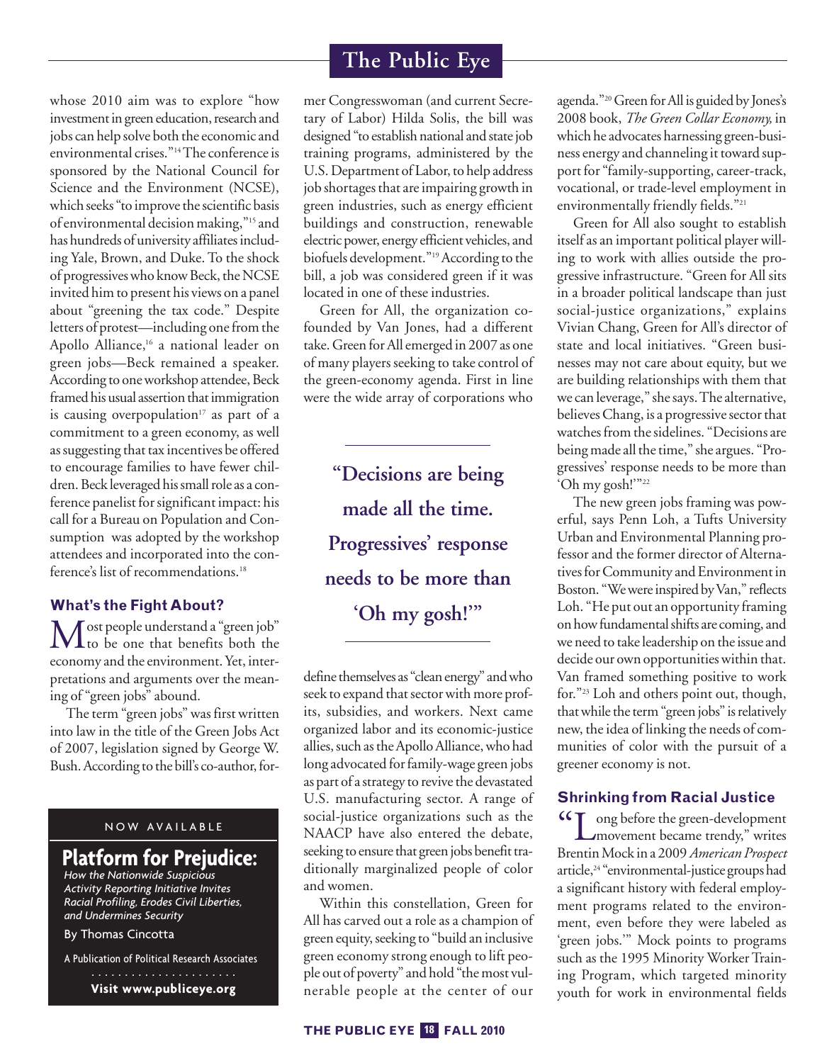whose 2010 aim was to explore "how investment in green education, research and jobs can help solve both the economic and environmental crises."[14] The conference is sponsored by the National Council for Science and the Environment (NCSE), which seeks "to improve the scientific basis of environmental decision making,"[15] and has hundreds of university affiliates including Yale, Brown, and Duke. To the shock of progressives who know Beck, the NCSE invited him to present his views on a panel about "greening the tax code." Despite letters of protest—including one from the Apollo Alliance,[16] a national leader on green jobs—Beck remained a speaker. According to one workshop attendee, Beck framed his usual assertion that immigration is causing overpopulation[17] as part of a commitment to a green economy, as well as suggesting that tax incentives be offered to encourage families to have fewer children. Beck leveraged his small role as a conference panelist for significant impact: his call for a Bureau on Population and Consumption was adopted by the workshop attendees and incorporated into the conference's list of recommendations.[18]

### What's the Fight About?

Most people understand a "green job" to be one that benefits both the economy and the environment. Yet, interpretations and arguments over the meaning of "green jobs" abound.

The term "green jobs" was first written into law in the title of the Green Jobs Act of 2007, legislation signed by George W. Bush. According to the bill's co-author, former Congresswoman (and current Secretary of Labor) Hilda Solis, the bill was designed "to establish national and state job training programs, administered by the U.S. Department of Labor, to help address job shortages that are impairing growth in green industries, such as energy efficient buildings and construction, renewable electric power, energy efficient vehicles, and biofuels development."[19] According to the bill, a job was considered green if it was located in one of these industries.

Green for All, the organization co-founded by Van Jones, had a different take. Green for All emerged in 2007 as one of many players seeking to take control of the green-economy agenda. First in line were the wide array of corporations who define themselves as "clean energy" and who seek to expand that sector with more profits, subsidies, and workers. Next came organized labor and its economic-justice allies, such as the Apollo Alliance, who had long advocated for family-wage green jobs as part of a strategy to revive the devastated U.S. manufacturing sector. A range of social-justice organizations such as the NAACP have also entered the debate, seeking to ensure that green jobs benefit traditionally marginalized people of color and women.

> **"Decisions are being made all the time. Progressives' response needs to be more than 'Oh my gosh!'"**

Within this constellation, Green for All has carved out a role as a champion of green equity, seeking to "build an inclusive green economy strong enough to lift people out of poverty" and hold "the most vulnerable people at the center of our agenda."[20] Green for All is guided by Jones's 2008 book, *The Green Collar Economy,* in which he advocates harnessing green-business energy and channeling it toward support for "family-supporting, career-track, vocational, or trade-level employment in environmentally friendly fields."[21]

Green for All also sought to establish itself as an important political player willing to work with allies outside the progressive infrastructure. "Green for All sits in a broader political landscape than just social-justice organizations," explains Vivian Chang, Green for All's director of state and local initiatives. "Green businesses may not care about equity, but we are building relationships with them that we can leverage," she says. The alternative, believes Chang, is a progressive sector that watches from the sidelines. "Decisions are being made all the time," she argues. "Progressives' response needs to be more than 'Oh my gosh!'"[22]

The new green jobs framing was powerful, says Penn Loh, a Tufts University Urban and Environmental Planning professor and the former director of Alternatives for Community and Environment in Boston. "We were inspired by Van," reflects Loh. "He put out an opportunity framing on how fundamental shifts are coming, and we need to take leadership on the issue and decide our own opportunities within that. Van framed something positive to work for."[23] Loh and others point out, though, that while the term "green jobs" is relatively new, the idea of linking the needs of communities of color with the pursuit of a greener economy is not.

### Shrinking from Racial Justice

"Long before the green-development movement became trendy," writes Brentin Mock in a 2009 *American Prospect* article,[24] "environmental-justice groups had a significant history with federal employment programs related to the environment, even before they were labeled as 'green jobs.'" Mock points to programs such as the 1995 Minority Worker Training Program, which targeted minority youth for work in environmental fields

---

NOW AVAILABLE

**Platform for Prejudice:**
*How the Nationwide Suspicious Activity Reporting Initiative Invites Racial Profiling, Erodes Civil Liberties, and Undermines Security*

By Thomas Cincotta

A Publication of Political Research Associates

**Visit www.publiceye.org**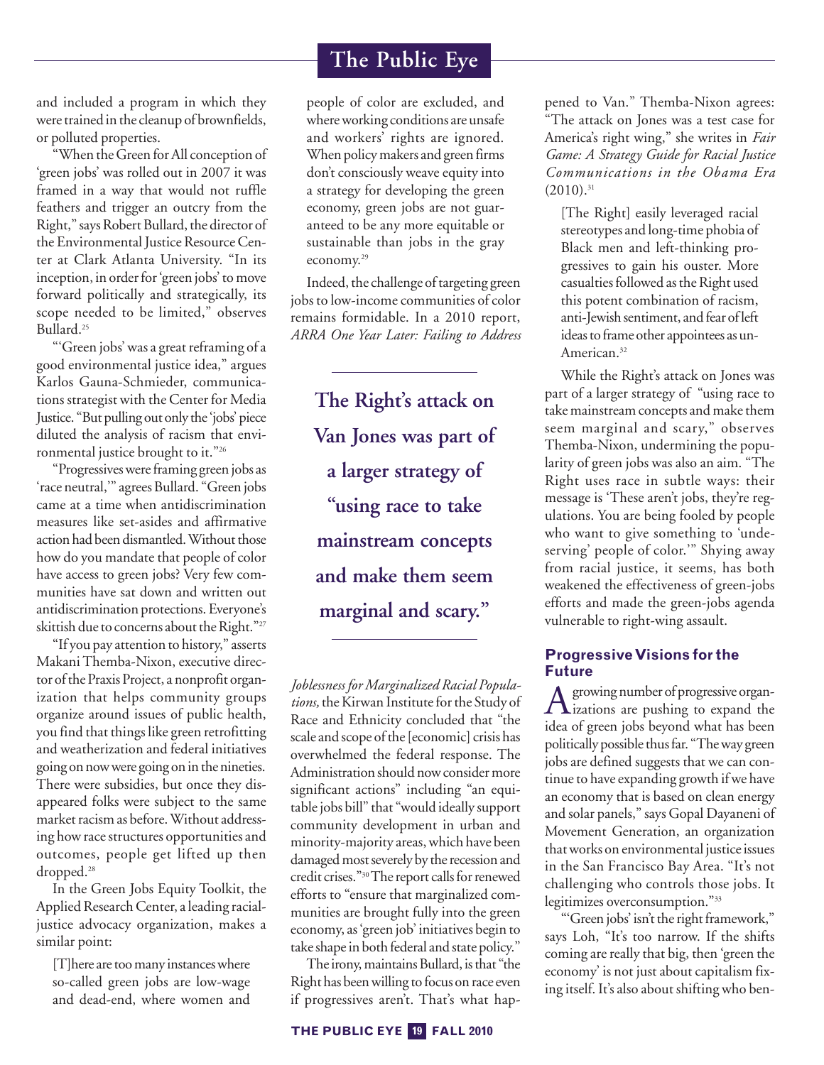and included a program in which they were trained in the cleanup of brownfields, or polluted properties.

"When the Green for All conception of 'green jobs' was rolled out in 2007 it was framed in a way that would not ruffle feathers and trigger an outcry from the Right," says Robert Bullard, the director of the Environmental Justice Resource Center at Clark Atlanta University. "In its inception, in order for 'green jobs' to move forward politically and strategically, its scope needed to be limited," observes Bullard.[25]

"'Green jobs' was a great reframing of a good environmental justice idea," argues Karlos Gauna-Schmieder, communications strategist with the Center for Media Justice. "But pulling out only the 'jobs' piece diluted the analysis of racism that environmental justice brought to it."[26]

"Progressives were framing green jobs as 'race neutral,'" agrees Bullard. "Green jobs came at a time when antidiscrimination measures like set-asides and affirmative action had been dismantled. Without those how do you mandate that people of color have access to green jobs? Very few communities have sat down and written out antidiscrimination protections. Everyone's skittish due to concerns about the Right."[27]

"If you pay attention to history," asserts Makani Themba-Nixon, executive director of the Praxis Project, a nonprofit organization that helps community groups organize around issues of public health, you find that things like green retrofitting and weatherization and federal initiatives going on now were going on in the nineties. There were subsidies, but once they disappeared folks were subject to the same market racism as before. Without addressing how race structures opportunities and outcomes, people get lifted up then dropped.[28]

In the Green Jobs Equity Toolkit, the Applied Research Center, a leading racial-justice advocacy organization, makes a similar point:

> [T]here are too many instances where so-called green jobs are low-wage and dead-end, where women and people of color are excluded, and where working conditions are unsafe and workers' rights are ignored. When policy makers and green firms don't consciously weave equity into a strategy for developing the green economy, green jobs are not guaranteed to be any more equitable or sustainable than jobs in the gray economy.[29]

Indeed, the challenge of targeting green jobs to low-income communities of color remains formidable. In a 2010 report, *ARRA One Year Later: Failing to Address Joblessness for Marginalized Racial Populations,* the Kirwan Institute for the Study of Race and Ethnicity concluded that "the scale and scope of the [economic] crisis has overwhelmed the federal response. The Administration should now consider more significant actions" including "an equitable jobs bill" that "would ideally support community development in urban and minority-majority areas, which have been damaged most severely by the recession and credit crises."[30] The report calls for renewed efforts to "ensure that marginalized communities are brought fully into the green economy, as 'green job' initiatives begin to take shape in both federal and state policy."

**The Right's attack on Van Jones was part of a larger strategy of "using race to take mainstream concepts and make them seem marginal and scary."**

The irony, maintains Bullard, is that "the Right has been willing to focus on race even if progressives aren't. That's what happened to Van." Themba-Nixon agrees: "The attack on Jones was a test case for America's right wing," she writes in *Fair Game: A Strategy Guide for Racial Justice Communications in the Obama Era* (2010).[31]

> [The Right] easily leveraged racial stereotypes and long-time phobia of Black men and left-thinking progressives to gain his ouster. More casualties followed as the Right used this potent combination of racism, anti-Jewish sentiment, and fear of left ideas to frame other appointees as un-American.[32]

While the Right's attack on Jones was part of a larger strategy of "using race to take mainstream concepts and make them seem marginal and scary," observes Themba-Nixon, undermining the popularity of green jobs was also an aim. "The Right uses race in subtle ways: their message is 'These aren't jobs, they're regulations. You are being fooled by people who want to give something to 'undeserving' people of color.'" Shying away from racial justice, it seems, has both weakened the effectiveness of green-jobs efforts and made the green-jobs agenda vulnerable to right-wing assault.

## Progressive Visions for the Future

A growing number of progressive organizations are pushing to expand the idea of green jobs beyond what has been politically possible thus far. "The way green jobs are defined suggests that we can continue to have expanding growth if we have an economy that is based on clean energy and solar panels," says Gopal Dayaneni of Movement Generation, an organization that works on environmental justice issues in the San Francisco Bay Area. "It's not challenging who controls those jobs. It legitimizes overconsumption."[33]

"'Green jobs' isn't the right framework," says Loh, "It's too narrow. If the shifts coming are really that big, then 'green the economy' is not just about capitalism fixing itself. It's also about shifting who ben-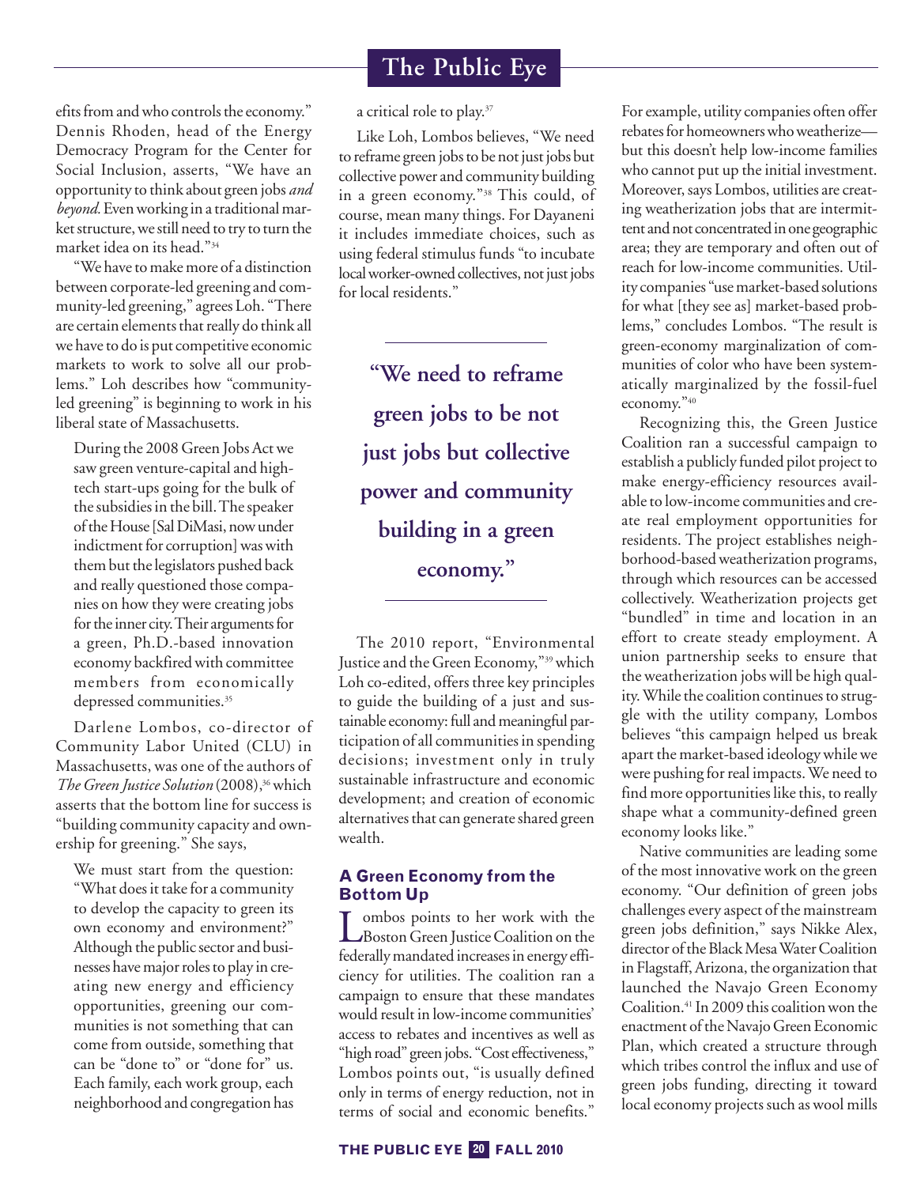efits from and who controls the economy." Dennis Rhoden, head of the Energy Democracy Program for the Center for Social Inclusion, asserts, "We have an opportunity to think about green jobs *and beyond.* Even working in a traditional market structure, we still need to try to turn the market idea on its head."[34]

"We have to make more of a distinction between corporate-led greening and community-led greening," agrees Loh. "There are certain elements that really do think all we have to do is put competitive economic markets to work to solve all our problems." Loh describes how "community-led greening" is beginning to work in his liberal state of Massachusetts.

> During the 2008 Green Jobs Act we saw green venture-capital and high-tech start-ups going for the bulk of the subsidies in the bill. The speaker of the House [Sal DiMasi, now under indictment for corruption] was with them but the legislators pushed back and really questioned those companies on how they were creating jobs for the inner city. Their arguments for a green, Ph.D.-based innovation economy backfired with committee members from economically depressed communities.[35]

Darlene Lombos, co-director of Community Labor United (CLU) in Massachusetts, was one of the authors of *The Green Justice Solution* (2008),[36] which asserts that the bottom line for success is "building community capacity and ownership for greening." She says,

> We must start from the question: "What does it take for a community to develop the capacity to green its own economy and environment?" Although the public sector and businesses have major roles to play in creating new energy and efficiency opportunities, greening our communities is not something that can come from outside, something that can be "done to" or "done for" us. Each family, each work group, each neighborhood and congregation has a critical role to play.[37]

Like Loh, Lombos believes, "We need to reframe green jobs to be not just jobs but collective power and community building in a green economy."[38] This could, of course, mean many things. For Dayaneni it includes immediate choices, such as using federal stimulus funds "to incubate local worker-owned collectives, not just jobs for local residents."

**"We need to reframe green jobs to be not just jobs but collective power and community building in a green economy."**

The 2010 report, "Environmental Justice and the Green Economy,"[39] which Loh co-edited, offers three key principles to guide the building of a just and sustainable economy: full and meaningful participation of all communities in spending decisions; investment only in truly sustainable infrastructure and economic development; and creation of economic alternatives that can generate shared green wealth.

### A Green Economy from the Bottom Up

Lombos points to her work with the Boston Green Justice Coalition on the federally mandated increases in energy efficiency for utilities. The coalition ran a campaign to ensure that these mandates would result in low-income communities' access to rebates and incentives as well as "high road" green jobs. "Cost effectiveness," Lombos points out, "is usually defined only in terms of energy reduction, not in terms of social and economic benefits." For example, utility companies often offer rebates for homeowners who weatherize—but this doesn't help low-income families who cannot put up the initial investment. Moreover, says Lombos, utilities are creating weatherization jobs that are intermittent and not concentrated in one geographic area; they are temporary and often out of reach for low-income communities. Utility companies "use market-based solutions for what [they see as] market-based problems," concludes Lombos. "The result is green-economy marginalization of communities of color who have been systematically marginalized by the fossil-fuel economy."[40]

Recognizing this, the Green Justice Coalition ran a successful campaign to establish a publicly funded pilot project to make energy-efficiency resources available to low-income communities and create real employment opportunities for residents. The project establishes neighborhood-based weatherization programs, through which resources can be accessed collectively. Weatherization projects get "bundled" in time and location in an effort to create steady employment. A union partnership seeks to ensure that the weatherization jobs will be high quality. While the coalition continues to struggle with the utility company, Lombos believes "this campaign helped us break apart the market-based ideology while we were pushing for real impacts. We need to find more opportunities like this, to really shape what a community-defined green economy looks like."

Native communities are leading some of the most innovative work on the green economy. "Our definition of green jobs challenges every aspect of the mainstream green jobs definition," says Nikke Alex, director of the Black Mesa Water Coalition in Flagstaff, Arizona, the organization that launched the Navajo Green Economy Coalition.[41] In 2009 this coalition won the enactment of the Navajo Green Economic Plan, which created a structure through which tribes control the influx and use of green jobs funding, directing it toward local economy projects such as wool mills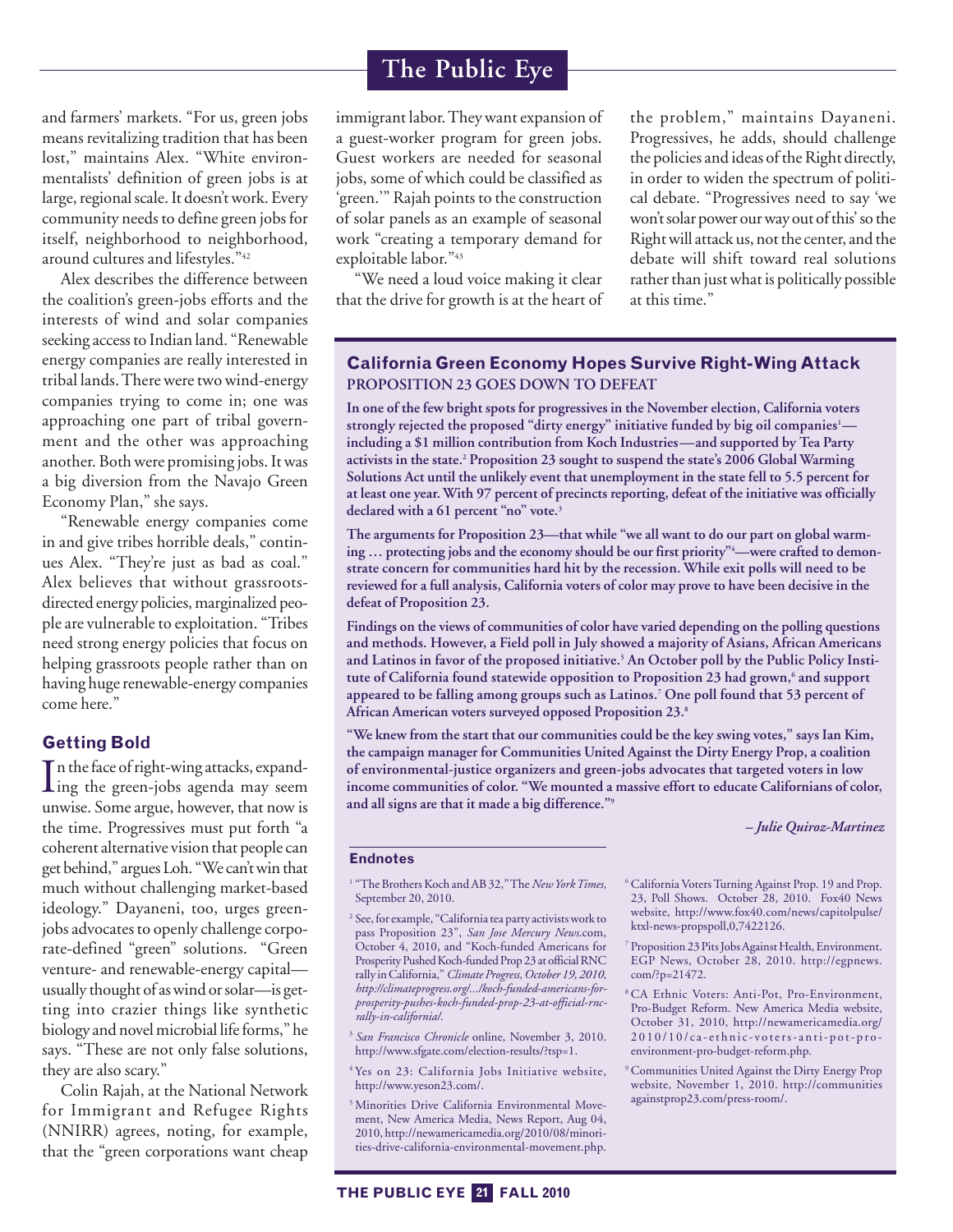and farmers' markets. "For us, green jobs means revitalizing tradition that has been lost," maintains Alex. "White environmentalists' definition of green jobs is at large, regional scale. It doesn't work. Every community needs to define green jobs for itself, neighborhood to neighborhood, around cultures and lifestyles."[42]

Alex describes the difference between the coalition's green-jobs efforts and the interests of wind and solar companies seeking access to Indian land. "Renewable energy companies are really interested in tribal lands. There were two wind-energy companies trying to come in; one was approaching one part of tribal government and the other was approaching another. Both were promising jobs. It was a big diversion from the Navajo Green Economy Plan," she says.

"Renewable energy companies come in and give tribes horrible deals," continues Alex. "They're just as bad as coal." Alex believes that without grassroots-directed energy policies, marginalized people are vulnerable to exploitation. "Tribes need strong energy policies that focus on helping grassroots people rather than on having huge renewable-energy companies come here."

## Getting Bold

In the face of right-wing attacks, expanding the green-jobs agenda may seem unwise. Some argue, however, that now is the time. Progressives must put forth "a coherent alternative vision that people can get behind," argues Loh. "We can't win that much without challenging market-based ideology." Dayaneni, too, urges green-jobs advocates to openly challenge corporate-defined "green" solutions. "Green venture- and renewable-energy capital—usually thought of as wind or solar—is getting into crazier things like synthetic biology and novel microbial life forms," he says. "These are not only false solutions, they are also scary."

Colin Rajah, at the National Network for Immigrant and Refugee Rights (NNIRR) agrees, noting, for example, that the "green corporations want cheap immigrant labor. They want expansion of a guest-worker program for green jobs. Guest workers are needed for seasonal jobs, some of which could be classified as 'green.'" Rajah points to the construction of solar panels as an example of seasonal work "creating a temporary demand for exploitable labor."[43]

"We need a loud voice making it clear that the drive for growth is at the heart of the problem," maintains Dayaneni. Progressives, he adds, should challenge the policies and ideas of the Right directly, in order to widen the spectrum of political debate. "Progressives need to say 'we won't solar power our way out of this' so the Right will attack us, not the center, and the debate will shift toward real solutions rather than just what is politically possible at this time."

### California Green Economy Hopes Survive Right-Wing Attack

**PROPOSITION 23 GOES DOWN TO DEFEAT**

**In one of the few bright spots for progressives in the November election, California voters strongly rejected the proposed "dirty energy" initiative funded by big oil companies[1]—including a $1 million contribution from Koch Industries—and supported by Tea Party activists in the state.[2] Proposition 23 sought to suspend the state's 2006 Global Warming Solutions Act until the unlikely event that unemployment in the state fell to 5.5 percent for at least one year. With 97 percent of precincts reporting, defeat of the initiative was officially declared with a 61 percent "no" vote.[3]**

**The arguments for Proposition 23—that while "we all want to do our part on global warming … protecting jobs and the economy should be our first priority"[4]—were crafted to demonstrate concern for communities hard hit by the recession. While exit polls will need to be reviewed for a full analysis, California voters of color may prove to have been decisive in the defeat of Proposition 23.**

**Findings on the views of communities of color have varied depending on the polling questions and methods. However, a Field poll in July showed a majority of Asians, African Americans and Latinos in favor of the proposed initiative.[5] An October poll by the Public Policy Institute of California found statewide opposition to Proposition 23 had grown,[6] and support appeared to be falling among groups such as Latinos.[7] One poll found that 53 percent of African American voters surveyed opposed Proposition 23.[8]**

**"We knew from the start that our communities could be the key swing votes," says Ian Kim, the campaign manager for Communities United Against the Dirty Energy Prop, a coalition of environmental-justice organizers and green-jobs advocates that targeted voters in low income communities of color. "We mounted a massive effort to educate Californians of color, and all signs are that it made a big difference."[9]**

***– Julie Quiroz-Martinez***

#### Endnotes

1. "The Brothers Koch and AB 32," The *New York Times,* September 20, 2010.
2. See, for example, "California tea party activists work to pass Proposition 23", *San Jose Mercury News*.com, October 4, 2010, and "Koch-funded Americans for Prosperity Pushed Koch-funded Prop 23 at official RNC rally in California," *Climate Progress, October 19, 2010, http://climateprogress.org/.../koch-funded-americans-for-prosperity-pushes-koch-funded-prop-23-at-official-rnc-rally-in-california/.*
3. *San Francisco Chronicle* online, November 3, 2010. http://www.sfgate.com/election-results/?tsp=1.
4. Yes on 23: California Jobs Initiative website, http://www.yeson23.com/.
5. Minorities Drive California Environmental Movement, New America Media, News Report, Aug 04, 2010, http://newamericamedia.org/2010/08/minorities-drive-california-environmental-movement.php.
6. California Voters Turning Against Prop. 19 and Prop. 23, Poll Shows. October 28, 2010. Fox40 News website, http://www.fox40.com/news/capitolpulse/ktxl-news-propspoll,0,7422126.
7. Proposition 23 Pits Jobs Against Health, Environment. EGP News, October 28, 2010. http://egpnews.com/?p=21472.
8. CA Ethnic Voters: Anti-Pot, Pro-Environment, Pro-Budget Reform. New America Media website, October 31, 2010, http://newamericamedia.org/2010/10/ca-ethnic-voters-anti-pot-pro-environment-pro-budget-reform.php.
9. Communities United Against the Dirty Energy Prop website, November 1, 2010. http://communitiesagainstprop23.com/press-room/.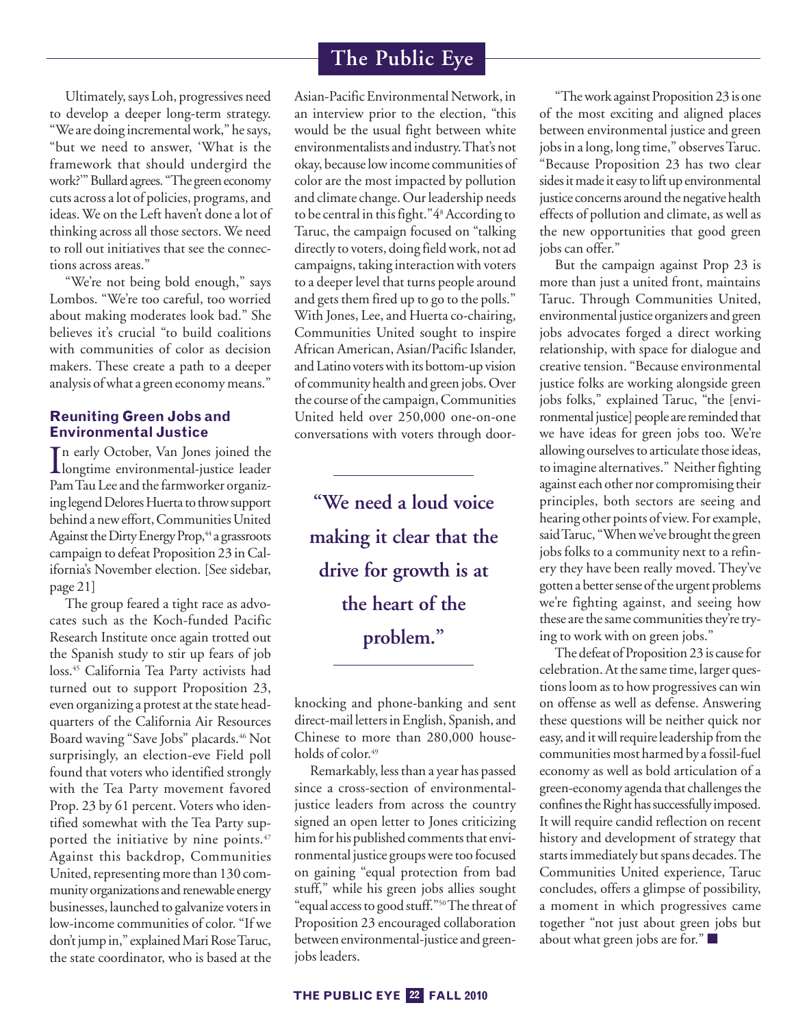Ultimately, says Loh, progressives need to develop a deeper long-term strategy. "We are doing incremental work," he says, "but we need to answer, 'What is the framework that should undergird the work?'" Bullard agrees. "The green economy cuts across a lot of policies, programs, and ideas. We on the Left haven't done a lot of thinking across all those sectors. We need to roll out initiatives that see the connections across areas."

"We're not being bold enough," says Lombos. "We're too careful, too worried about making moderates look bad." She believes it's crucial "to build coalitions with communities of color as decision makers. These create a path to a deeper analysis of what a green economy means."

### Reuniting Green Jobs and Environmental Justice

In early October, Van Jones joined the longtime environmental-justice leader Pam Tau Lee and the farmworker organizing legend Delores Huerta to throw support behind a new effort, Communities United Against the Dirty Energy Prop,[44] a grassroots campaign to defeat Proposition 23 in California's November election. [See sidebar, page 21]

The group feared a tight race as advocates such as the Koch-funded Pacific Research Institute once again trotted out the Spanish study to stir up fears of job loss.[45] California Tea Party activists had turned out to support Proposition 23, even organizing a protest at the state headquarters of the California Air Resources Board waving "Save Jobs" placards.[46] Not surprisingly, an election-eve Field poll found that voters who identified strongly with the Tea Party movement favored Prop. 23 by 61 percent. Voters who identified somewhat with the Tea Party supported the initiative by nine points.[47] Against this backdrop, Communities United, representing more than 130 community organizations and renewable energy businesses, launched to galvanize voters in low-income communities of color. "If we don't jump in," explained Mari Rose Taruc, the state coordinator, who is based at the Asian-Pacific Environmental Network, in an interview prior to the election, "this would be the usual fight between white environmentalists and industry. That's not okay, because low income communities of color are the most impacted by pollution and climate change. Our leadership needs to be central in this fight."[48] According to Taruc, the campaign focused on "talking directly to voters, doing field work, not ad campaigns, taking interaction with voters to a deeper level that turns people around and gets them fired up to go to the polls." With Jones, Lee, and Huerta co-chairing, Communities United sought to inspire African American, Asian/Pacific Islander, and Latino voters with its bottom-up vision of community health and green jobs. Over the course of the campaign, Communities United held over 250,000 one-on-one conversations with voters through door-knocking and phone-banking and sent direct-mail letters in English, Spanish, and Chinese to more than 280,000 households of color.[49]

> **"We need a loud voice making it clear that the drive for growth is at the heart of the problem."**

Remarkably, less than a year has passed since a cross-section of environmental-justice leaders from across the country signed an open letter to Jones criticizing him for his published comments that environmental justice groups were too focused on gaining "equal protection from bad stuff," while his green jobs allies sought "equal access to good stuff."[50] The threat of Proposition 23 encouraged collaboration between environmental-justice and green-jobs leaders.

"The work against Proposition 23 is one of the most exciting and aligned places between environmental justice and green jobs in a long, long time," observes Taruc. "Because Proposition 23 has two clear sides it made it easy to lift up environmental justice concerns around the negative health effects of pollution and climate, as well as the new opportunities that good green jobs can offer."

But the campaign against Prop 23 is more than just a united front, maintains Taruc. Through Communities United, environmental justice organizers and green jobs advocates forged a direct working relationship, with space for dialogue and creative tension. "Because environmental justice folks are working alongside green jobs folks," explained Taruc, "the [environmental justice] people are reminded that we have ideas for green jobs too. We're allowing ourselves to articulate those ideas, to imagine alternatives." Neither fighting against each other nor compromising their principles, both sectors are seeing and hearing other points of view. For example, said Taruc, "When we've brought the green jobs folks to a community next to a refinery they have been really moved. They've gotten a better sense of the urgent problems we're fighting against, and seeing how these are the same communities they're trying to work with on green jobs."

The defeat of Proposition 23 is cause for celebration. At the same time, larger questions loom as to how progressives can win on offense as well as defense. Answering these questions will be neither quick nor easy, and it will require leadership from the communities most harmed by a fossil-fuel economy as well as bold articulation of a green-economy agenda that challenges the confines the Right has successfully imposed. It will require candid reflection on recent history and development of strategy that starts immediately but spans decades. The Communities United experience, Taruc concludes, offers a glimpse of possibility, a moment in which progressives came together "not just about green jobs but about what green jobs are for." ■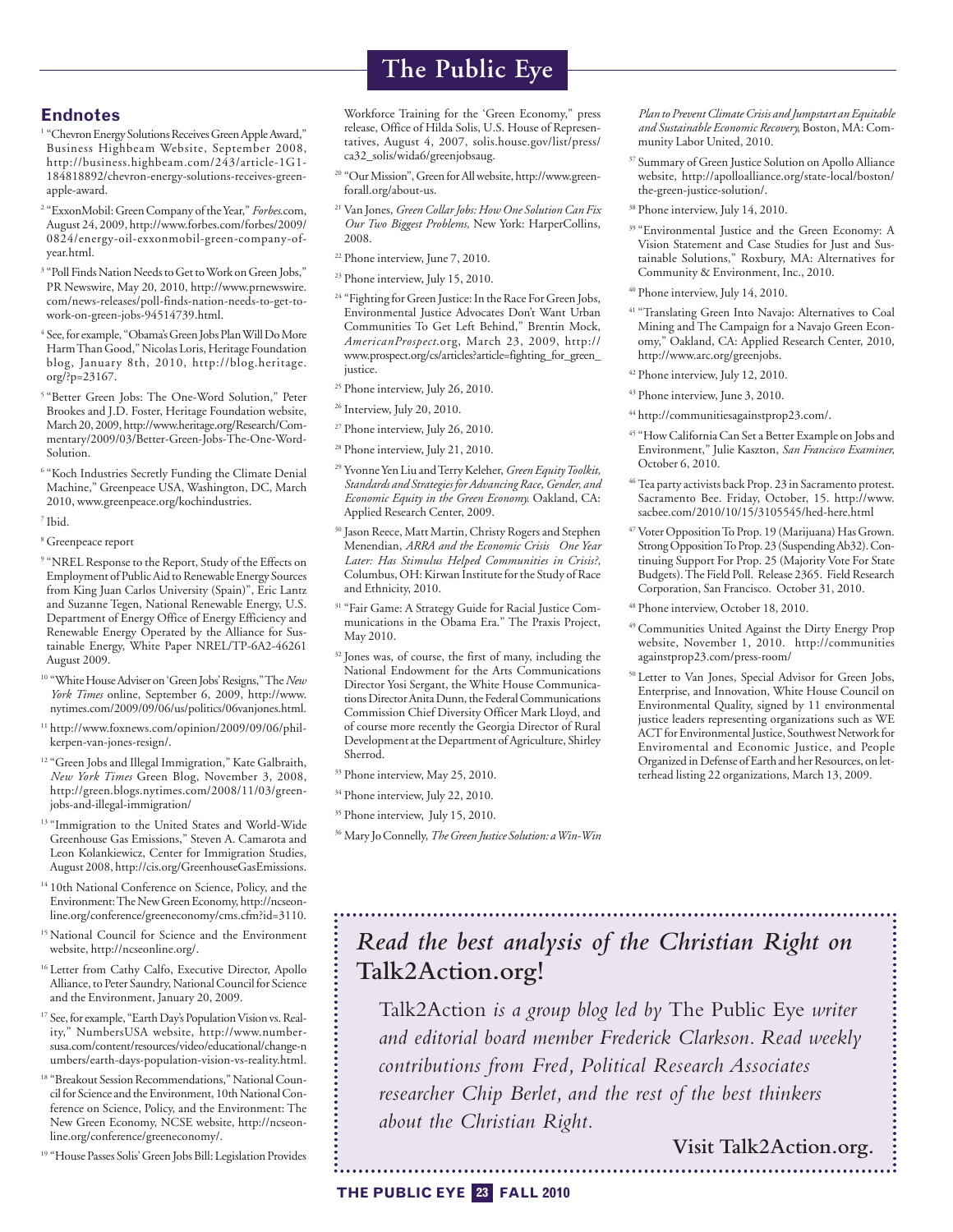## Endnotes

[1] "Chevron Energy Solutions Receives Green Apple Award," Business Highbeam Website, September 2008, http://business.highbeam.com/243/article-1G1-184818892/chevron-energy-solutions-receives-green-apple-award.

[2] "ExxonMobil: Green Company of the Year," *Forbes*.com, August 24, 2009, http://www.forbes.com/forbes/2009/0824/energy-oil-exxonmobil-green-company-of-year.html.

[3] "Poll Finds Nation Needs to Get to Work on Green Jobs," PR Newswire, May 20, 2010, http://www.prnewswire.com/news-releases/poll-finds-nation-needs-to-get-to-work-on-green-jobs-94514739.html.

[4] See, for example, "Obama's Green Jobs Plan Will Do More Harm Than Good," Nicolas Loris, Heritage Foundation blog, January 8th, 2010, http://blog.heritage.org/?p=23167.

[5] "Better Green Jobs: The One-Word Solution," Peter Brookes and J.D. Foster, Heritage Foundation website, March 20, 2009, http://www.heritage.org/Research/Commentary/2009/03/Better-Green-Jobs-The-One-Word-Solution.

[6] "Koch Industries Secretly Funding the Climate Denial Machine," Greenpeace USA, Washington, DC, March 2010, www.greenpeace.org/kochindustries.

[7] Ibid.

[8] Greenpeace report

[9] "NREL Response to the Report, Study of the Effects on Employment of Public Aid to Renewable Energy Sources from King Juan Carlos University (Spain)", Eric Lantz and Suzanne Tegen, National Renewable Energy, U.S. Department of Energy Office of Energy Efficiency and Renewable Energy Operated by the Alliance for Sustainable Energy, White Paper NREL/TP-6A2-46261 August 2009.

[10] "White House Adviser on 'Green Jobs' Resigns," The *New York Times* online, September 6, 2009, http://www.nytimes.com/2009/09/06/us/politics/06vanjones.html.

[11] http://www.foxnews.com/opinion/2009/09/06/philkerpen-van-jones-resign/.

[12] "Green Jobs and Illegal Immigration," Kate Galbraith, *New York Times* Green Blog, November 3, 2008, http://green.blogs.nytimes.com/2008/11/03/green-jobs-and-illegal-immigration/

[13] "Immigration to the United States and World-Wide Greenhouse Gas Emissions," Steven A. Camarota and Leon Kolankiewicz, Center for Immigration Studies, August 2008, http://cis.org/GreenhouseGasEmissions.

[14] 10th National Conference on Science, Policy, and the Environment: The New Green Economy, http://ncseonline.org/conference/greeneconomy/cms.cfm?id=3110.

[15] National Council for Science and the Environment website, http://ncseonline.org/.

[16] Letter from Cathy Calfo, Executive Director, Apollo Alliance, to Peter Saundry, National Council for Science and the Environment, January 20, 2009.

[17] See, for example, "Earth Day's Population Vision vs. Reality," NumbersUSA website, http://www.numbersusa.com/content/resources/video/educational/change-n umbers/earth-days-population-vision-vs-reality.html.

[18] "Breakout Session Recommendations," National Council for Science and the Environment, 10th National Conference on Science, Policy, and the Environment: The New Green Economy, NCSE website, http://ncseonline.org/conference/greeneconomy/.

[19] "House Passes Solis' Green Jobs Bill: Legislation Provides Workforce Training for the 'Green Economy," press release, Office of Hilda Solis, U.S. House of Representatives, August 4, 2007, solis.house.gov/list/press/ca32_solis/wida6/greenjobsaug.

[20] "Our Mission", Green for All website, http://www.greenforall.org/about-us.

[21] Van Jones, *Green Collar Jobs: How One Solution Can Fix Our Two Biggest Problems,* New York: HarperCollins, 2008.

[22] Phone interview, June 7, 2010.

[23] Phone interview, July 15, 2010.

[24] "Fighting for Green Justice: In the Race For Green Jobs, Environmental Justice Advocates Don't Want Urban Communities To Get Left Behind," Brentin Mock, *AmericanProspect*.org, March 23, 2009, http://www.prospect.org/cs/articles?article=fighting_for_green_justice.

[25] Phone interview, July 26, 2010.

[26] Interview, July 20, 2010.

[27] Phone interview, July 26, 2010.

[28] Phone interview, July 21, 2010.

[29] Yvonne Yen Liu and Terry Keleher, *Green Equity Toolkit, Standards and Strategies for Advancing Race, Gender, and Economic Equity in the Green Economy.* Oakland, CA: Applied Research Center, 2009.

[30] Jason Reece, Matt Martin, Christy Rogers and Stephen Menendian, *ARRA and the Economic Crisis One Year Later: Has Stimulus Helped Communities in Crisis?,* Columbus, OH: Kirwan Institute for the Study of Race and Ethnicity, 2010.

[31] "Fair Game: A Strategy Guide for Racial Justice Communications in the Obama Era." The Praxis Project, May 2010.

[32] Jones was, of course, the first of many, including the National Endowment for the Arts Communications Director Yosi Sergant, the White House Communications Director Anita Dunn, the Federal Communications Commission Chief Diversity Officer Mark Lloyd, and of course more recently the Georgia Director of Rural Development at the Department of Agriculture, Shirley Sherrod.

[33] Phone interview, May 25, 2010.

[34] Phone interview, July 22, 2010.

[35] Phone interview, July 15, 2010.

[36] Mary Jo Connelly, *The Green Justice Solution: a Win-Win Plan to Prevent Climate Crisis and Jumpstart an Equitable and Sustainable Economic Recovery,* Boston, MA: Community Labor United, 2010.

[37] Summary of Green Justice Solution on Apollo Alliance website, http://apolloalliance.org/state-local/boston/the-green-justice-solution/.

[38] Phone interview, July 14, 2010.

[39] "Environmental Justice and the Green Economy: A Vision Statement and Case Studies for Just and Sustainable Solutions," Roxbury, MA: Alternatives for Community & Environment, Inc., 2010.

[40] Phone interview, July 14, 2010.

[41] "Translating Green Into Navajo: Alternatives to Coal Mining and The Campaign for a Navajo Green Economy," Oakland, CA: Applied Research Center, 2010, http://www.arc.org/greenjobs.

[42] Phone interview, July 12, 2010.

[43] Phone interview, June 3, 2010.

[44] http://communitiesagainstprop23.com/.

[45] "How California Can Set a Better Example on Jobs and Environment," Julie Kaszton, *San Francisco Examiner,* October 6, 2010.

[46] Tea party activists back Prop. 23 in Sacramento protest. Sacramento Bee. Friday, October, 15. http://www.sacbee.com/2010/10/15/3105545/hed-here.html

[47] Voter Opposition To Prop. 19 (Marijuana) Has Grown. Strong Opposition To Prop. 23 (Suspending Ab32). Continuing Support For Prop. 25 (Majority Vote For State Budgets). The Field Poll. Release 2365. Field Research Corporation, San Francisco. October 31, 2010.

[48] Phone interview, October 18, 2010.

[49] Communities United Against the Dirty Energy Prop website, November 1, 2010. http://communities againstprop23.com/press-room/

[50] Letter to Van Jones, Special Advisor for Green Jobs, Enterprise, and Innovation, White House Council on Environmental Quality, signed by 11 environmental justice leaders representing organizations such as WE ACT for Environmental Justice, Southwest Network for Enviromental and Economic Justice, and People Organized in Defense of Earth and her Resources, on letterhead listing 22 organizations, March 13, 2009.

---

***Read the best analysis of the Christian Right on* Talk2Action.org!**

Talk2Action *is a group blog led by* The Public Eye *writer and editorial board member Frederick Clarkson. Read weekly contributions from Fred, Political Research Associates researcher Chip Berlet, and the rest of the best thinkers about the Christian Right.*

**Visit Talk2Action.org.**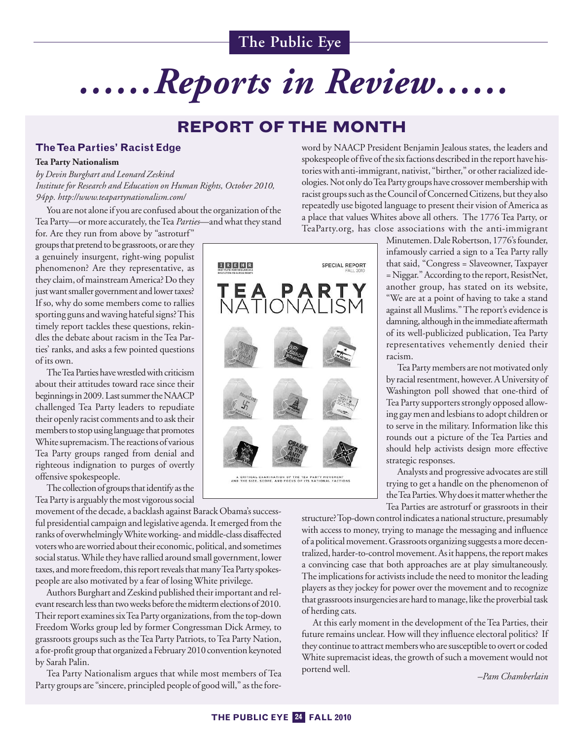# ......Reports in Review......

## REPORT OF THE MONTH

### The Tea Parties' Racist Edge

**Tea Party Nationalism**

*by Devin Burghart and Leonard Zeskind*
*Institute for Research and Education on Human Rights, October 2010, 94pp. http://www.teapartynationalism.com/*

You are not alone if you are confused about the organization of the Tea Party—or more accurately, the Tea *Parties*—and what they stand for. Are they run from above by "astroturf" groups that pretend to be grassroots, or are they a genuinely insurgent, right-wing populist phenomenon? Are they representative, as they claim, of mainstream America? Do they just want smaller government and lower taxes? If so, why do some members come to rallies sporting guns and waving hateful signs? This timely report tackles these questions, rekindles the debate about racism in the Tea Parties' ranks, and asks a few pointed questions of its own.

The Tea Parties have wrestled with criticism about their attitudes toward race since their beginnings in 2009. Last summer the NAACP challenged Tea Party leaders to repudiate their openly racist comments and to ask their members to stop using language that promotes White supremacism. The reactions of various Tea Party groups ranged from denial and righteous indignation to purges of overtly offensive spokespeople.

The collection of groups that identify as the Tea Party is arguably the most vigorous social movement of the decade, a backlash against Barack Obama's successful presidential campaign and legislative agenda. It emerged from the ranks of overwhelmingly White working- and middle-class disaffected voters who are worried about their economic, political, and sometimes social status. While they have rallied around small government, lower taxes, and more freedom, this report reveals that many Tea Party spokespeople are also motivated by a fear of losing White privilege.

Authors Burghart and Zeskind published their important and relevant research less than two weeks before the midterm elections of 2010. Their report examines six Tea Party organizations, from the top-down Freedom Works group led by former Congressman Dick Armey, to grassroots groups such as the Tea Party Patriots, to Tea Party Nation, a for-profit group that organized a February 2010 convention keynoted by Sarah Palin.

Tea Party Nationalism argues that while most members of Tea Party groups are "sincere, principled people of good will," as the foreword by NAACP President Benjamin Jealous states, the leaders and spokespeople of five of the six factions described in the report have histories with anti-immigrant, nativist, "birther," or other racialized ideologies. Not only do Tea Party groups have crossover membership with racist groups such as the Council of Concerned Citizens, but they also repeatedly use bigoted language to present their vision of America as a place that values Whites above all others. The 1776 Tea Party, or TeaParty.org, has close associations with the anti-immigrant Minutemen. Dale Robertson, 1776's founder, infamously carried a sign to a Tea Party rally that said, "Congress = Slaveowner, Taxpayer = Niggar." According to the report, ResistNet, another group, has stated on its website, "We are at a point of having to take a stand against all Muslims." The report's evidence is damning, although in the immediate aftermath of its well-publicized publication, Tea Party representatives vehemently denied their racism.

Tea Party members are not motivated only by racial resentment, however. A University of Washington poll showed that one-third of Tea Party supporters strongly opposed allowing gay men and lesbians to adopt children or to serve in the military. Information like this rounds out a picture of the Tea Parties and should help activists design more effective strategic responses.

Analysts and progressive advocates are still trying to get a handle on the phenomenon of the Tea Parties. Why does it matter whether the Tea Parties are astroturf or grassroots in their structure? Top-down control indicates a national structure, presumably with access to money, trying to manage the messaging and influence of a political movement. Grassroots organizing suggests a more decentralized, harder-to-control movement. As it happens, the report makes a convincing case that both approaches are at play simultaneously. The implications for activists include the need to monitor the leading players as they jockey for power over the movement and to recognize that grassroots insurgencies are hard to manage, like the proverbial task of herding cats.

At this early moment in the development of the Tea Parties, their future remains unclear. How will they influence electoral politics? If they continue to attract members who are susceptible to overt or coded White supremacist ideas, the growth of such a movement would not portend well.

*–Pam Chamberlain*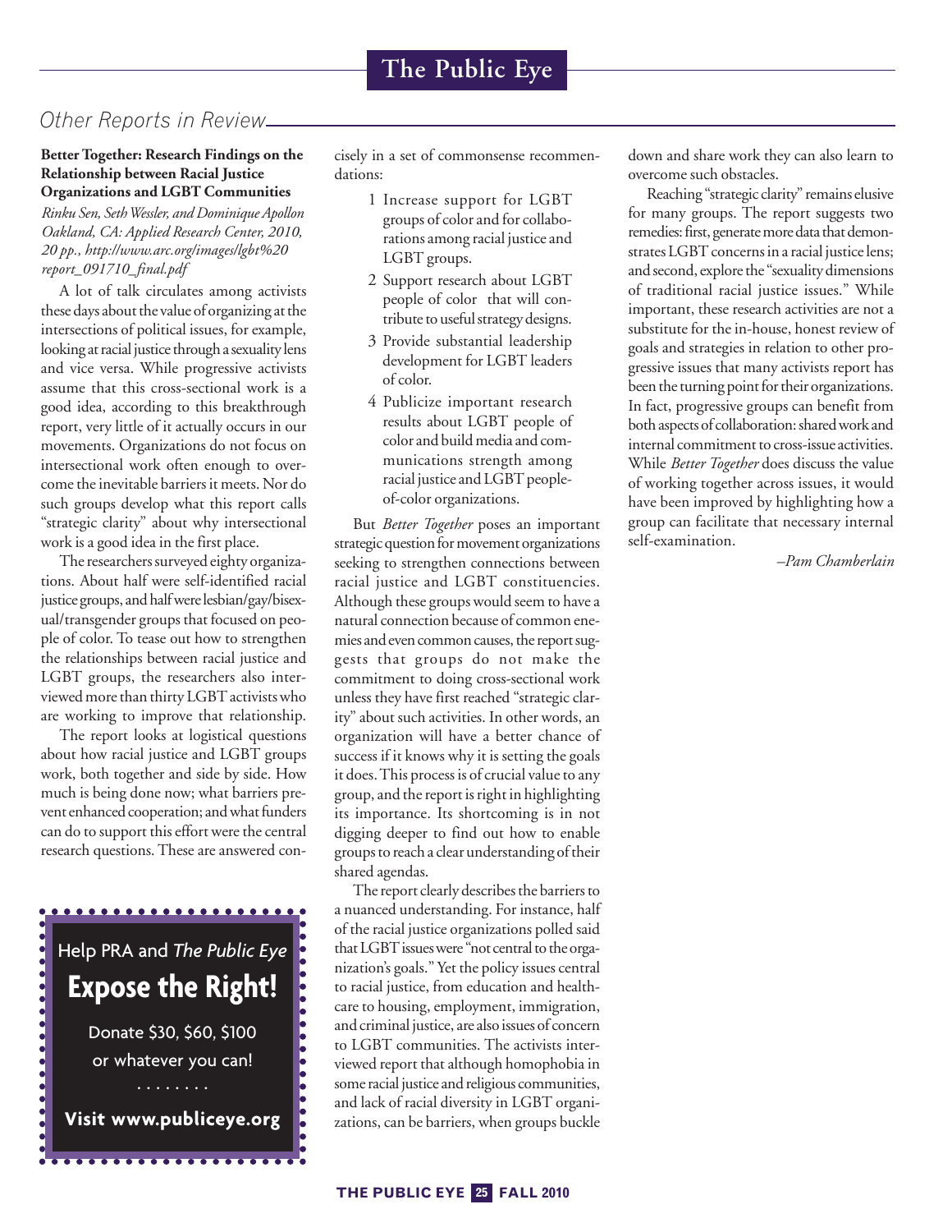## Other Reports in Review

**Better Together: Research Findings on the Relationship between Racial Justice Organizations and LGBT Communities**

*Rinku Sen, Seth Wessler, and Dominique Apollon Oakland, CA: Applied Research Center, 2010, 20 pp., http://www.arc.org/images/lgbt%20 report_091710_final.pdf*

A lot of talk circulates among activists these days about the value of organizing at the intersections of political issues, for example, looking at racial justice through a sexuality lens and vice versa. While progressive activists assume that this cross-sectional work is a good idea, according to this breakthrough report, very little of it actually occurs in our movements. Organizations do not focus on intersectional work often enough to overcome the inevitable barriers it meets. Nor do such groups develop what this report calls "strategic clarity" about why intersectional work is a good idea in the first place.

The researchers surveyed eighty organizations. About half were self-identified racial justice groups, and half were lesbian/gay/bisexual/transgender groups that focused on people of color. To tease out how to strengthen the relationships between racial justice and LGBT groups, the researchers also interviewed more than thirty LGBT activists who are working to improve that relationship.

The report looks at logistical questions about how racial justice and LGBT groups work, both together and side by side. How much is being done now; what barriers prevent enhanced cooperation; and what funders can do to support this effort were the central research questions. These are answered concisely in a set of commonsense recommendations:

1. Increase support for LGBT groups of color and for collaborations among racial justice and LGBT groups.
2. Support research about LGBT people of color that will contribute to useful strategy designs.
3. Provide substantial leadership development for LGBT leaders of color.
4. Publicize important research results about LGBT people of color and build media and communications strength among racial justice and LGBT people-of-color organizations.

But *Better Together* poses an important strategic question for movement organizations seeking to strengthen connections between racial justice and LGBT constituencies. Although these groups would seem to have a natural connection because of common enemies and even common causes, the report suggests that groups do not make the commitment to doing cross-sectional work unless they have first reached "strategic clarity" about such activities. In other words, an organization will have a better chance of success if it knows why it is setting the goals it does. This process is of crucial value to any group, and the report is right in highlighting its importance. Its shortcoming is in not digging deeper to find out how to enable groups to reach a clear understanding of their shared agendas.

The report clearly describes the barriers to a nuanced understanding. For instance, half of the racial justice organizations polled said that LGBT issues were "not central to the organization's goals." Yet the policy issues central to racial justice, from education and healthcare to housing, employment, immigration, and criminal justice, are also issues of concern to LGBT communities. The activists interviewed report that although homophobia in some racial justice and religious communities, and lack of racial diversity in LGBT organizations, can be barriers, when groups buckle down and share work they can also learn to overcome such obstacles.

Reaching "strategic clarity" remains elusive for many groups. The report suggests two remedies: first, generate more data that demonstrates LGBT concerns in a racial justice lens; and second, explore the "sexuality dimensions of traditional racial justice issues." While important, these research activities are not a substitute for the in-house, honest review of goals and strategies in relation to other progressive issues that many activists report has been the turning point for their organizations. In fact, progressive groups can benefit from both aspects of collaboration: shared work and internal commitment to cross-issue activities. While *Better Together* does discuss the value of working together across issues, it would have been improved by highlighting how a group can facilitate that necessary internal self-examination.

*–Pam Chamberlain*

Help PRA and *The Public Eye*

**Expose the Right!**

Donate $30, $60, $100 or whatever you can!

**Visit www.publiceye.org**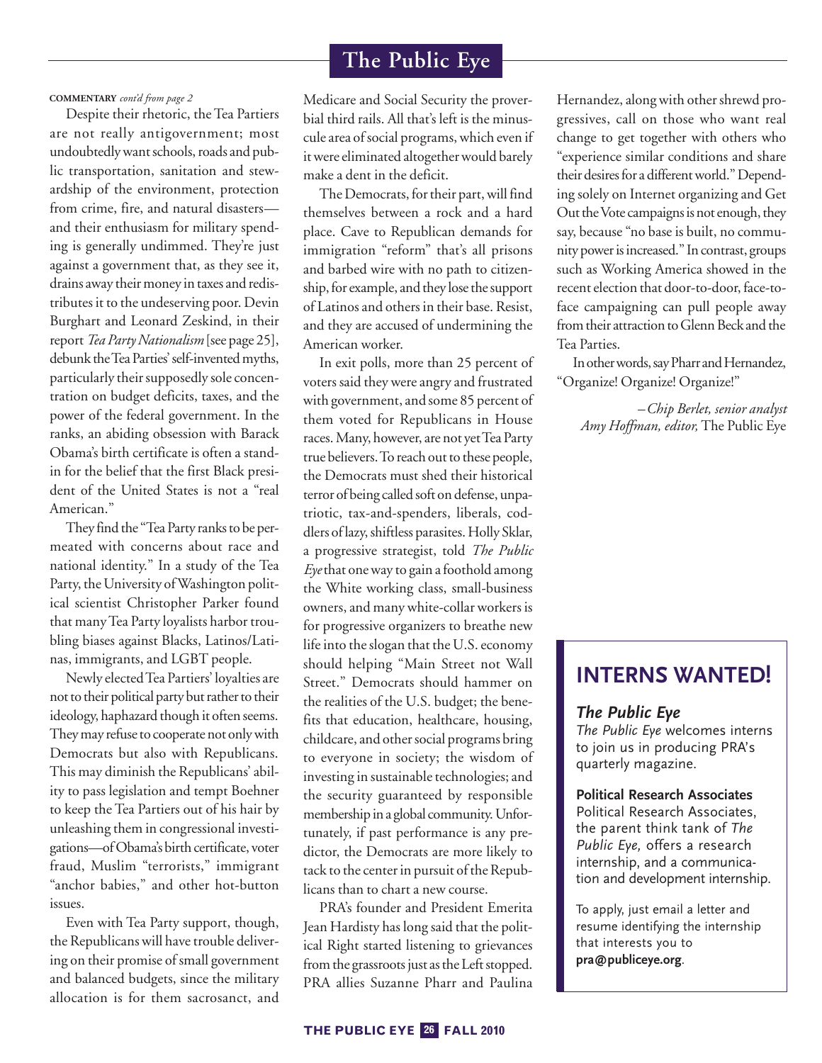**COMMENTARY** *cont'd from page 2*

Despite their rhetoric, the Tea Partiers are not really antigovernment; most undoubtedly want schools, roads and public transportation, sanitation and stewardship of the environment, protection from crime, fire, and natural disasters—and their enthusiasm for military spending is generally undimmed. They're just against a government that, as they see it, drains away their money in taxes and redistributes it to the undeserving poor. Devin Burghart and Leonard Zeskind, in their report *Tea Party Nationalism* [see page 25], debunk the Tea Parties' self-invented myths, particularly their supposedly sole concentration on budget deficits, taxes, and the power of the federal government. In the ranks, an abiding obsession with Barack Obama's birth certificate is often a stand-in for the belief that the first Black president of the United States is not a "real American."

They find the "Tea Party ranks to be permeated with concerns about race and national identity." In a study of the Tea Party, the University of Washington political scientist Christopher Parker found that many Tea Party loyalists harbor troubling biases against Blacks, Latinos/Latinas, immigrants, and LGBT people.

Newly elected Tea Partiers' loyalties are not to their political party but rather to their ideology, haphazard though it often seems. They may refuse to cooperate not only with Democrats but also with Republicans. This may diminish the Republicans' ability to pass legislation and tempt Boehner to keep the Tea Partiers out of his hair by unleashing them in congressional investigations—of Obama's birth certificate, voter fraud, Muslim "terrorists," immigrant "anchor babies," and other hot-button issues.

Even with Tea Party support, though, the Republicans will have trouble delivering on their promise of small government and balanced budgets, since the military allocation is for them sacrosanct, and Medicare and Social Security the proverbial third rails. All that's left is the minuscule area of social programs, which even if it were eliminated altogether would barely make a dent in the deficit.

The Democrats, for their part, will find themselves between a rock and a hard place. Cave to Republican demands for immigration "reform" that's all prisons and barbed wire with no path to citizenship, for example, and they lose the support of Latinos and others in their base. Resist, and they are accused of undermining the American worker.

In exit polls, more than 25 percent of voters said they were angry and frustrated with government, and some 85 percent of them voted for Republicans in House races. Many, however, are not yet Tea Party true believers. To reach out to these people, the Democrats must shed their historical terror of being called soft on defense, unpatriotic, tax-and-spenders, liberals, coddlers of lazy, shiftless parasites. Holly Sklar, a progressive strategist, told *The Public Eye* that one way to gain a foothold among the White working class, small-business owners, and many white-collar workers is for progressive organizers to breathe new life into the slogan that the U.S. economy should helping "Main Street not Wall Street." Democrats should hammer on the realities of the U.S. budget; the benefits that education, healthcare, housing, childcare, and other social programs bring to everyone in society; the wisdom of investing in sustainable technologies; and the security guaranteed by responsible membership in a global community. Unfortunately, if past performance is any predictor, the Democrats are more likely to tack to the center in pursuit of the Republicans than to chart a new course.

PRA's founder and President Emerita Jean Hardisty has long said that the political Right started listening to grievances from the grassroots just as the Left stopped. PRA allies Suzanne Pharr and Paulina Hernandez, along with other shrewd progressives, call on those who want real change to get together with others who "experience similar conditions and share their desires for a different world." Depending solely on Internet organizing and Get Out the Vote campaigns is not enough, they say, because "no base is built, no community power is increased." In contrast, groups such as Working America showed in the recent election that door-to-door, face-to-face campaigning can pull people away from their attraction to Glenn Beck and the Tea Parties.

In other words, say Pharr and Hernandez, "Organize! Organize! Organize!"

*–Chip Berlet, senior analyst*
*Amy Hoffman, editor,* The Public Eye

## INTERNS WANTED!

### *The Public Eye*

*The Public Eye* welcomes interns to join us in producing PRA's quarterly magazine.

**Political Research Associates**

Political Research Associates, the parent think tank of *The Public Eye,* offers a research internship, and a communication and development internship.

To apply, just email a letter and resume identifying the internship that interests you to **pra@publiceye.org**.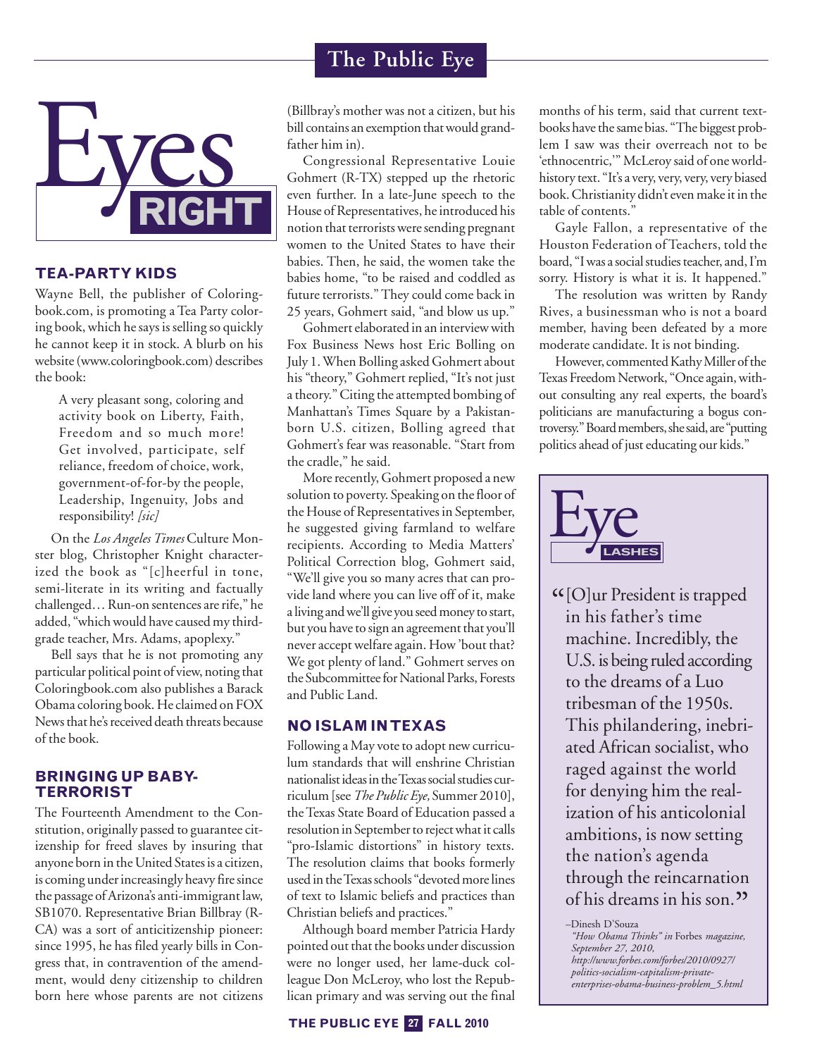# Eyes RIGHT

## TEA-PARTY KIDS

Wayne Bell, the publisher of Coloringbook.com, is promoting a Tea Party coloring book, which he says is selling so quickly he cannot keep it in stock. A blurb on his website (www.coloringbook.com) describes the book:

> A very pleasant song, coloring and activity book on Liberty, Faith, Freedom and so much more! Get involved, participate, self reliance, freedom of choice, work, government-of-for-by the people, Leadership, Ingenuity, Jobs and responsibility! *[sic]*

On the *Los Angeles Times* Culture Monster blog, Christopher Knight characterized the book as "[c]heerful in tone, semi-literate in its writing and factually challenged… Run-on sentences are rife," he added, "which would have caused my third-grade teacher, Mrs. Adams, apoplexy."

Bell says that he is not promoting any particular political point of view, noting that Coloringbook.com also publishes a Barack Obama coloring book. He claimed on FOX News that he's received death threats because of the book.

## BRINGING UP BABY-TERRORIST

The Fourteenth Amendment to the Constitution, originally passed to guarantee citizenship for freed slaves by insuring that anyone born in the United States is a citizen, is coming under increasingly heavy fire since the passage of Arizona's anti-immigrant law, SB1070. Representative Brian Billbray (R-CA) was a sort of anticitizenship pioneer: since 1995, he has filed yearly bills in Congress that, in contravention of the amendment, would deny citizenship to children born here whose parents are not citizens (Billbray's mother was not a citizen, but his bill contains an exemption that would grandfather him in).

Congressional Representative Louie Gohmert (R-TX) stepped up the rhetoric even further. In a late-June speech to the House of Representatives, he introduced his notion that terrorists were sending pregnant women to the United States to have their babies. Then, he said, the women take the babies home, "to be raised and coddled as future terrorists." They could come back in 25 years, Gohmert said, "and blow us up."

Gohmert elaborated in an interview with Fox Business News host Eric Bolling on July 1. When Bolling asked Gohmert about his "theory," Gohmert replied, "It's not just a theory." Citing the attempted bombing of Manhattan's Times Square by a Pakistan-born U.S. citizen, Bolling agreed that Gohmert's fear was reasonable. "Start from the cradle," he said.

More recently, Gohmert proposed a new solution to poverty. Speaking on the floor of the House of Representatives in September, he suggested giving farmland to welfare recipients. According to Media Matters' Political Correction blog, Gohmert said, "We'll give you so many acres that can provide land where you can live off of it, make a living and we'll give you seed money to start, but you have to sign an agreement that you'll never accept welfare again. How 'bout that? We got plenty of land." Gohmert serves on the Subcommittee for National Parks, Forests and Public Land.

## NO ISLAM IN TEXAS

Following a May vote to adopt new curriculum standards that will enshrine Christian nationalist ideas in the Texas social studies curriculum [see *The Public Eye,* Summer 2010], the Texas State Board of Education passed a resolution in September to reject what it calls "pro-Islamic distortions" in history texts. The resolution claims that books formerly used in the Texas schools "devoted more lines of text to Islamic beliefs and practices than Christian beliefs and practices."

Although board member Patricia Hardy pointed out that the books under discussion were no longer used, her lame-duck colleague Don McLeroy, who lost the Republican primary and was serving out the final months of his term, said that current textbooks have the same bias. "The biggest problem I saw was their overreach not to be 'ethnocentric,'" McLeroy said of one world-history text. "It's a very, very, very, very biased book. Christianity didn't even make it in the table of contents."

Gayle Fallon, a representative of the Houston Federation of Teachers, told the board, "I was a social studies teacher, and, I'm sorry. History is what it is. It happened."

The resolution was written by Randy Rives, a businessman who is not a board member, having been defeated by a more moderate candidate. It is not binding.

However, commented Kathy Miller of the Texas Freedom Network, "Once again, without consulting any real experts, the board's politicians are manufacturing a bogus controversy." Board members, she said, are "putting politics ahead of just educating our kids."

---

## Eye LASHES

> "[O]ur President is trapped in his father's time machine. Incredibly, the U.S. is being ruled according to the dreams of a Luo tribesman of the 1950s. This philandering, inebriated African socialist, who raged against the world for denying him the realization of his anticolonial ambitions, is now setting the nation's agenda through the reincarnation of his dreams in his son."
>
> –Dinesh D'Souza
> *"How Obama Thinks" in* Forbes *magazine, September 27, 2010, http://www.forbes.com/forbes/2010/0927/politics-socialism-capitalism-private-enterprises-obama-business-problem_5.html*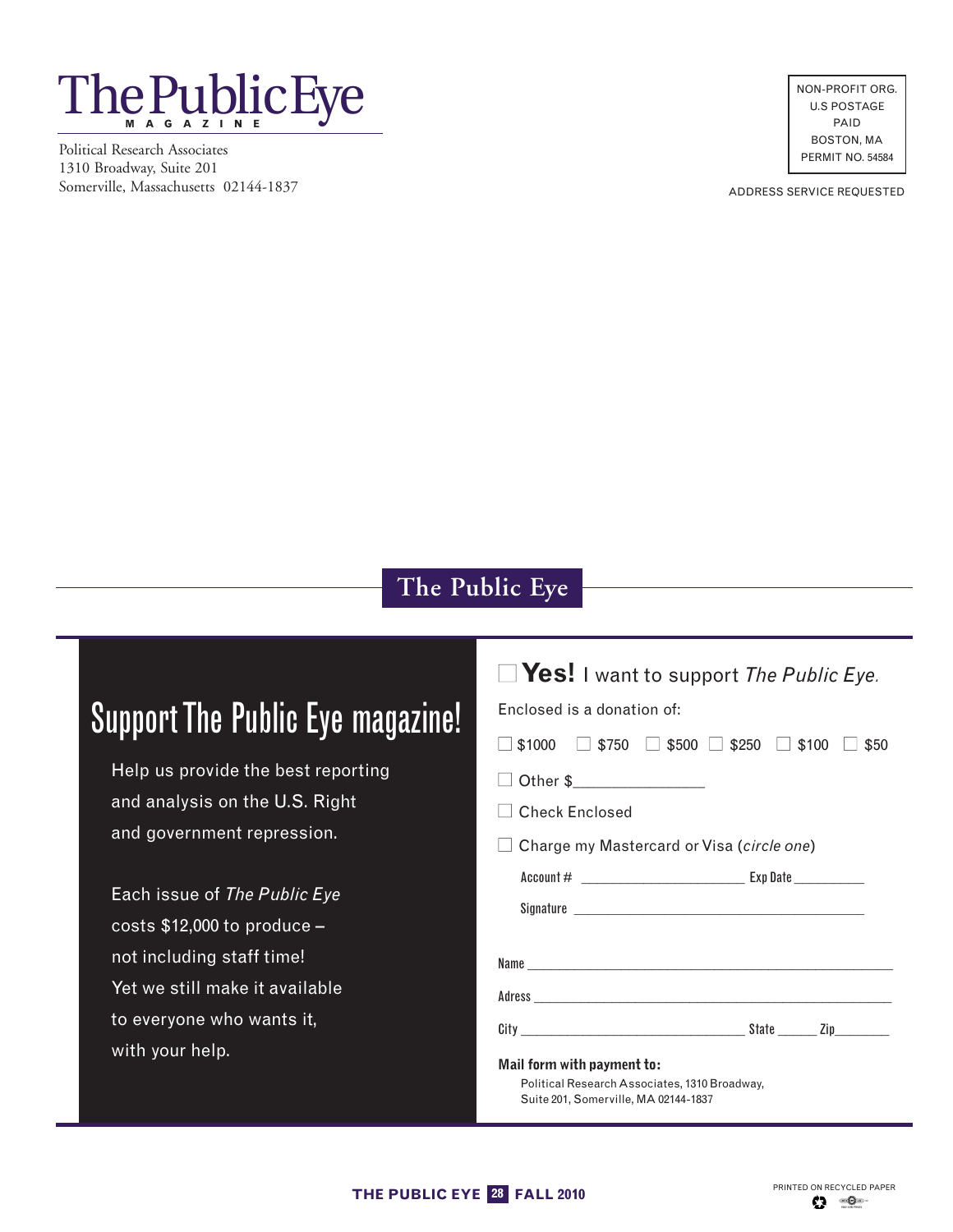# The Public Eye

MAGAZINE

Political Research Associates
1310 Broadway, Suite 201
Somerville, Massachusetts 02144-1837

NON-PROFIT ORG.
U.S POSTAGE
PAID
BOSTON, MA
PERMIT NO. 54584

ADDRESS SERVICE REQUESTED

## The Public Eye

## Support The Public Eye magazine!

Help us provide the best reporting and analysis on the U.S. Right and government repression.

Each issue of *The Public Eye* costs $12,000 to produce – not including staff time! Yet we still make it available to everyone who wants it, with your help.

☐ **Yes!** I want to support *The Public Eye*.

Enclosed is a donation of:

☐ $1000 ☐ $750 ☐ $500 ☐ $250 ☐ $100 ☐ $50

☐ Other $________________

☐ Check Enclosed

☐ Charge my Mastercard or Visa (*circle one*)

Account # ______________________ Exp Date __________

Signature ________________________________________

Name ____________________________________________________

Adress ___________________________________________________

City ______________________________ State ______ Zip________

**Mail form with payment to:**
Political Research Associates, 1310 Broadway, Suite 201, Somerville, MA 02144-1837

PRINTED ON RECYCLED PAPER